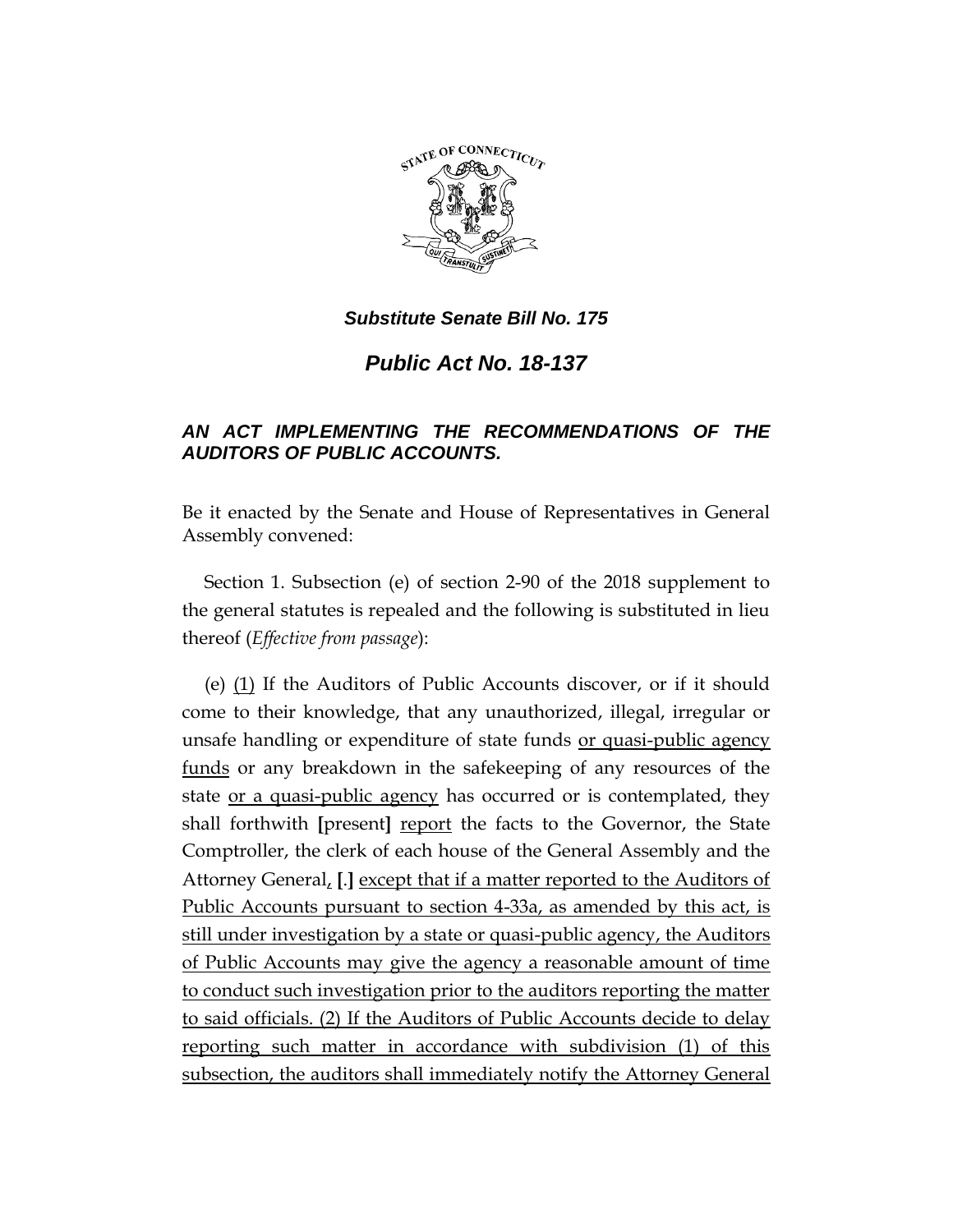*Substitute Senate Bill No. 175*

# *Public Act No. 18-137*

## *AN ACT IMPLEMENTING THE RECOMMENDATIONS OF THE AUDITORS OF PUBLIC ACCOUNTS.*

Be it enacted by the Senate and House of Representatives in General Assembly convened:

Section 1. Subsection (e) of section 2-90 of the 2018 supplement to the general statutes is repealed and the following is substituted in lieu thereof (*Effective from passage*):

(e) <u>(1)</u> If the Auditors of Public Accounts discover, or if it should come to their knowledge, that any unauthorized, illegal, irregular or unsafe handling or expenditure of state funds <u>or quasi-public agency funds</u> or any breakdown in the safekeeping of any resources of the state <u>or a quasi-public agency</u> has occurred or is contemplated, they shall forthwith **[**present**]** <u>report</u> the facts to the Governor, the State Comptroller, the clerk of each house of the General Assembly and the Attorney General<u>,</u> **[**.**]** <u>except that if a matter reported to the Auditors of Public Accounts pursuant to section 4-33a, as amended by this act, is still under investigation by a state or quasi-public agency, the Auditors of Public Accounts may give the agency a reasonable amount of time to conduct such investigation prior to the auditors reporting the matter to said officials. (2) If the Auditors of Public Accounts decide to delay reporting such matter in accordance with subdivision (1) of this subsection, the auditors shall immediately notify the Attorney General</u>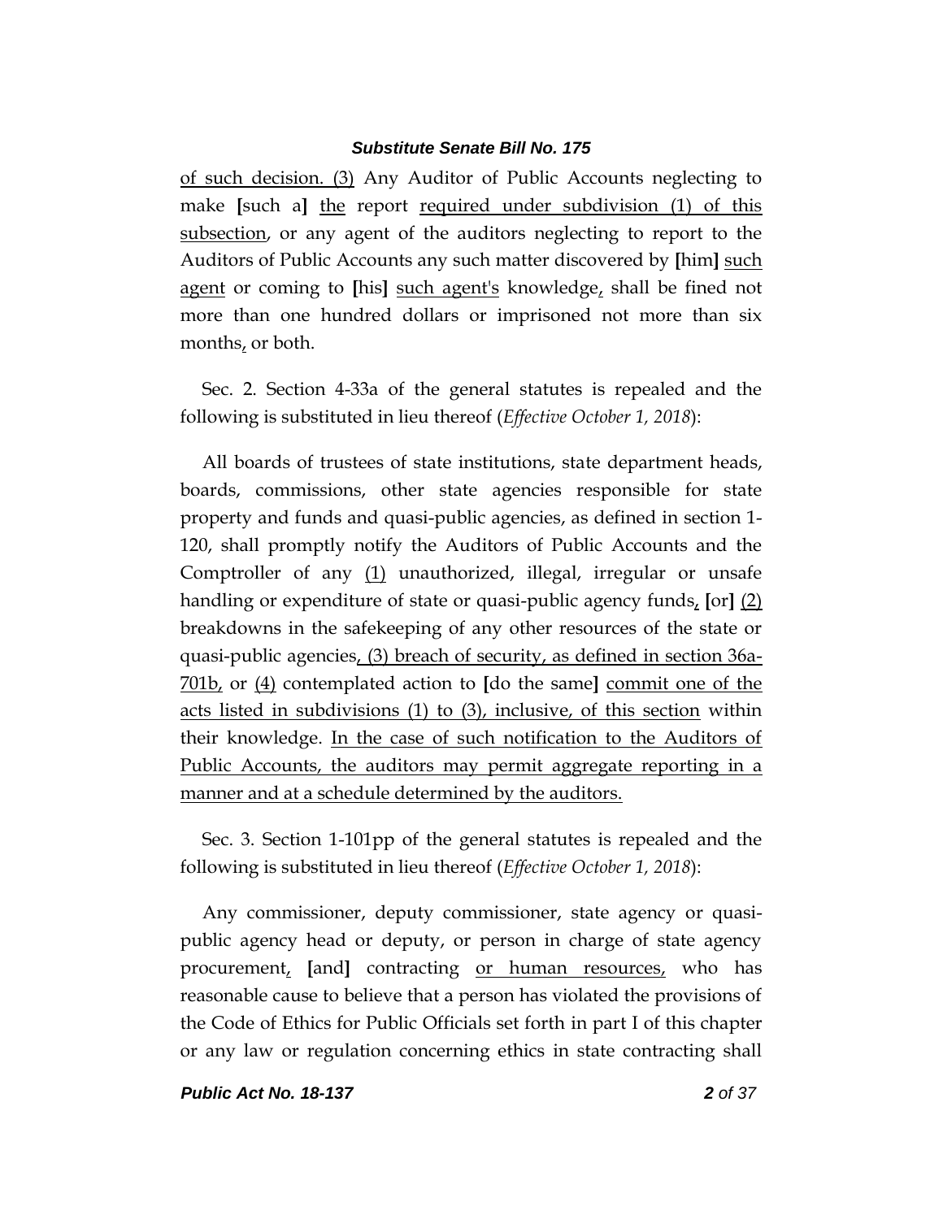of such decision. (3) Any Auditor of Public Accounts neglecting to make [such a] the report required under subdivision (1) of this subsection, or any agent of the auditors neglecting to report to the Auditors of Public Accounts any such matter discovered by [him] such agent or coming to [his] such agent's knowledge, shall be fined not more than one hundred dollars or imprisoned not more than six months, or both.

Sec. 2. Section 4-33a of the general statutes is repealed and the following is substituted in lieu thereof (*Effective October 1, 2018*):

All boards of trustees of state institutions, state department heads, boards, commissions, other state agencies responsible for state property and funds and quasi-public agencies, as defined in section 1-120, shall promptly notify the Auditors of Public Accounts and the Comptroller of any (1) unauthorized, illegal, irregular or unsafe handling or expenditure of state or quasi-public agency funds, [or] (2) breakdowns in the safekeeping of any other resources of the state or quasi-public agencies, (3) breach of security, as defined in section 36a-701b, or (4) contemplated action to [do the same] commit one of the acts listed in subdivisions (1) to (3), inclusive, of this section within their knowledge. In the case of such notification to the Auditors of Public Accounts, the auditors may permit aggregate reporting in a manner and at a schedule determined by the auditors.

Sec. 3. Section 1-101pp of the general statutes is repealed and the following is substituted in lieu thereof (*Effective October 1, 2018*):

Any commissioner, deputy commissioner, state agency or quasi-public agency head or deputy, or person in charge of state agency procurement, [and] contracting or human resources, who has reasonable cause to believe that a person has violated the provisions of the Code of Ethics for Public Officials set forth in part I of this chapter or any law or regulation concerning ethics in state contracting shall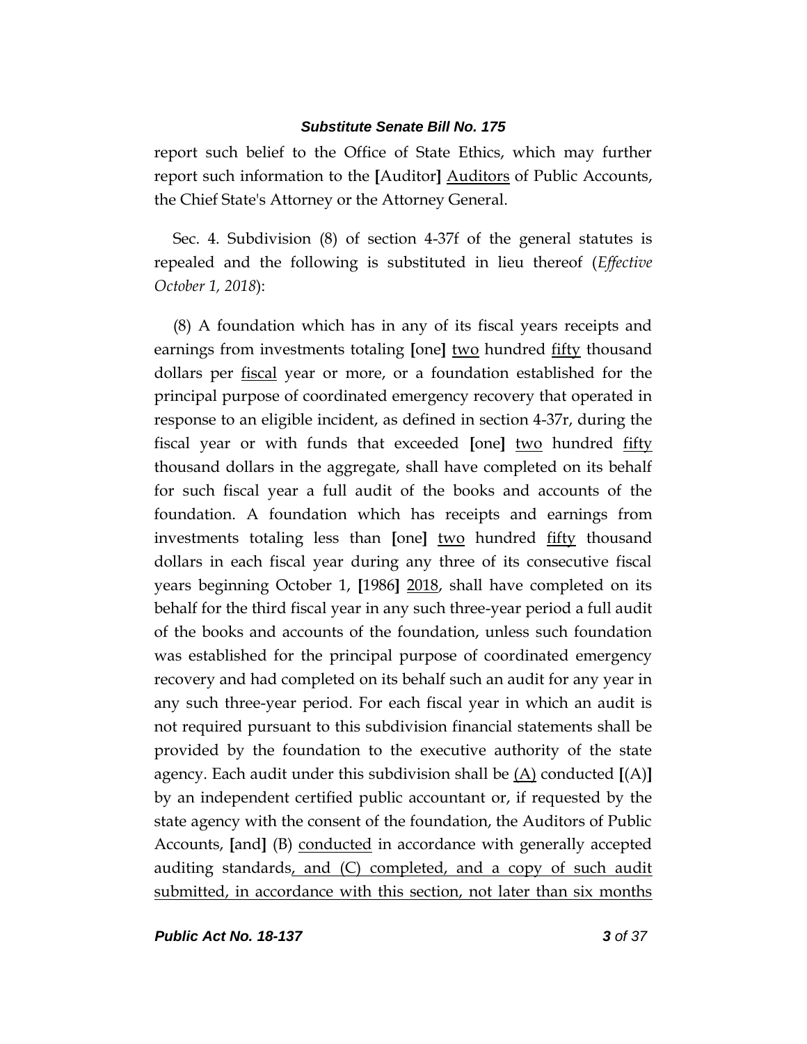report such belief to the Office of State Ethics, which may further report such information to the [Auditor] Auditors of Public Accounts, the Chief State's Attorney or the Attorney General.

Sec. 4. Subdivision (8) of section 4-37f of the general statutes is repealed and the following is substituted in lieu thereof (*Effective October 1, 2018*):

(8) A foundation which has in any of its fiscal years receipts and earnings from investments totaling [one] two hundred fifty thousand dollars per fiscal year or more, or a foundation established for the principal purpose of coordinated emergency recovery that operated in response to an eligible incident, as defined in section 4-37r, during the fiscal year or with funds that exceeded [one] two hundred fifty thousand dollars in the aggregate, shall have completed on its behalf for such fiscal year a full audit of the books and accounts of the foundation. A foundation which has receipts and earnings from investments totaling less than [one] two hundred fifty thousand dollars in each fiscal year during any three of its consecutive fiscal years beginning October 1, [1986] 2018, shall have completed on its behalf for the third fiscal year in any such three-year period a full audit of the books and accounts of the foundation, unless such foundation was established for the principal purpose of coordinated emergency recovery and had completed on its behalf such an audit for any year in any such three-year period. For each fiscal year in which an audit is not required pursuant to this subdivision financial statements shall be provided by the foundation to the executive authority of the state agency. Each audit under this subdivision shall be (A) conducted [(A)] by an independent certified public accountant or, if requested by the state agency with the consent of the foundation, the Auditors of Public Accounts, [and] (B) conducted in accordance with generally accepted auditing standards, and (C) completed, and a copy of such audit submitted, in accordance with this section, not later than six months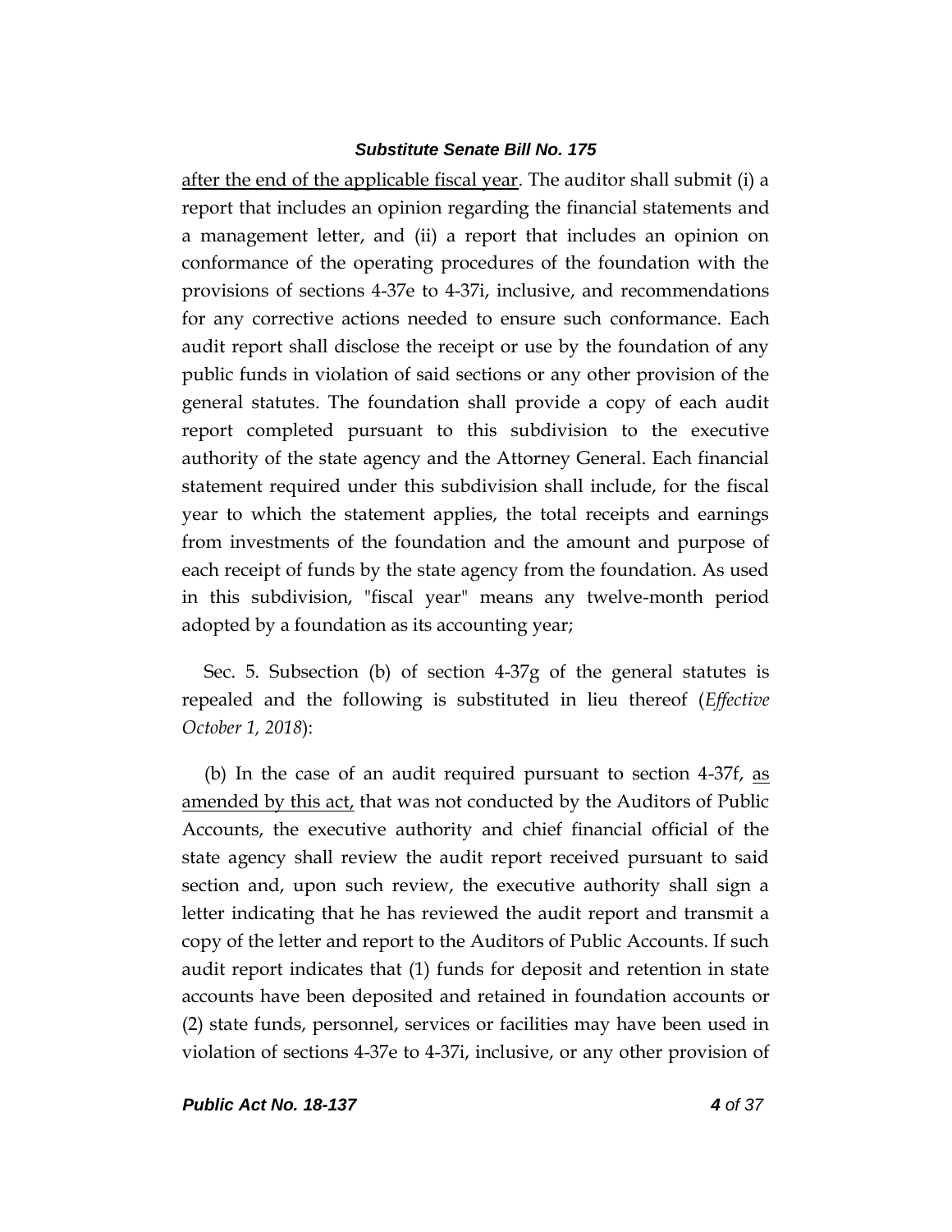after the end of the applicable fiscal year. The auditor shall submit (i) a report that includes an opinion regarding the financial statements and a management letter, and (ii) a report that includes an opinion on conformance of the operating procedures of the foundation with the provisions of sections 4-37e to 4-37i, inclusive, and recommendations for any corrective actions needed to ensure such conformance. Each audit report shall disclose the receipt or use by the foundation of any public funds in violation of said sections or any other provision of the general statutes. The foundation shall provide a copy of each audit report completed pursuant to this subdivision to the executive authority of the state agency and the Attorney General. Each financial statement required under this subdivision shall include, for the fiscal year to which the statement applies, the total receipts and earnings from investments of the foundation and the amount and purpose of each receipt of funds by the state agency from the foundation. As used in this subdivision, "fiscal year" means any twelve-month period adopted by a foundation as its accounting year;

Sec. 5. Subsection (b) of section 4-37g of the general statutes is repealed and the following is substituted in lieu thereof (*Effective October 1, 2018*):

(b) In the case of an audit required pursuant to section 4-37f, as amended by this act, that was not conducted by the Auditors of Public Accounts, the executive authority and chief financial official of the state agency shall review the audit report received pursuant to said section and, upon such review, the executive authority shall sign a letter indicating that he has reviewed the audit report and transmit a copy of the letter and report to the Auditors of Public Accounts. If such audit report indicates that (1) funds for deposit and retention in state accounts have been deposited and retained in foundation accounts or (2) state funds, personnel, services or facilities may have been used in violation of sections 4-37e to 4-37i, inclusive, or any other provision of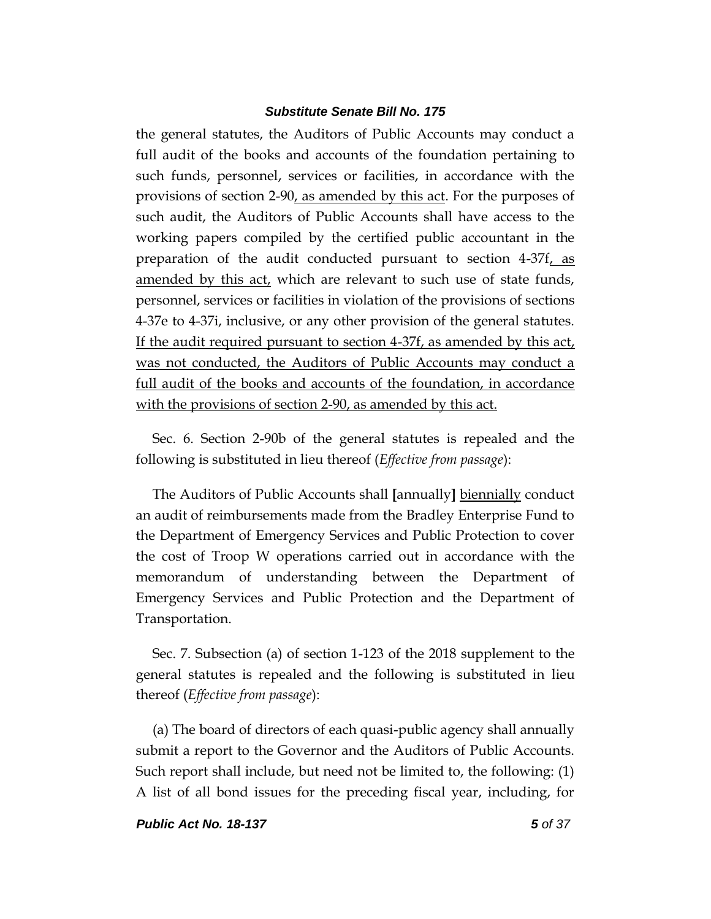the general statutes, the Auditors of Public Accounts may conduct a full audit of the books and accounts of the foundation pertaining to such funds, personnel, services or facilities, in accordance with the provisions of section 2-90<u>, as amended by this act</u>. For the purposes of such audit, the Auditors of Public Accounts shall have access to the working papers compiled by the certified public accountant in the preparation of the audit conducted pursuant to section 4-37f<u>, as amended by this act,</u> which are relevant to such use of state funds, personnel, services or facilities in violation of the provisions of sections 4-37e to 4-37i, inclusive, or any other provision of the general statutes. <u>If the audit required pursuant to section 4-37f, as amended by this act, was not conducted, the Auditors of Public Accounts may conduct a full audit of the books and accounts of the foundation, in accordance with the provisions of section 2-90, as amended by this act.</u>

Sec. 6. Section 2-90b of the general statutes is repealed and the following is substituted in lieu thereof (*Effective from passage*):

The Auditors of Public Accounts shall **[**annually**]** <u>biennially</u> conduct an audit of reimbursements made from the Bradley Enterprise Fund to the Department of Emergency Services and Public Protection to cover the cost of Troop W operations carried out in accordance with the memorandum of understanding between the Department of Emergency Services and Public Protection and the Department of Transportation.

Sec. 7. Subsection (a) of section 1-123 of the 2018 supplement to the general statutes is repealed and the following is substituted in lieu thereof (*Effective from passage*):

(a) The board of directors of each quasi-public agency shall annually submit a report to the Governor and the Auditors of Public Accounts. Such report shall include, but need not be limited to, the following: (1) A list of all bond issues for the preceding fiscal year, including, for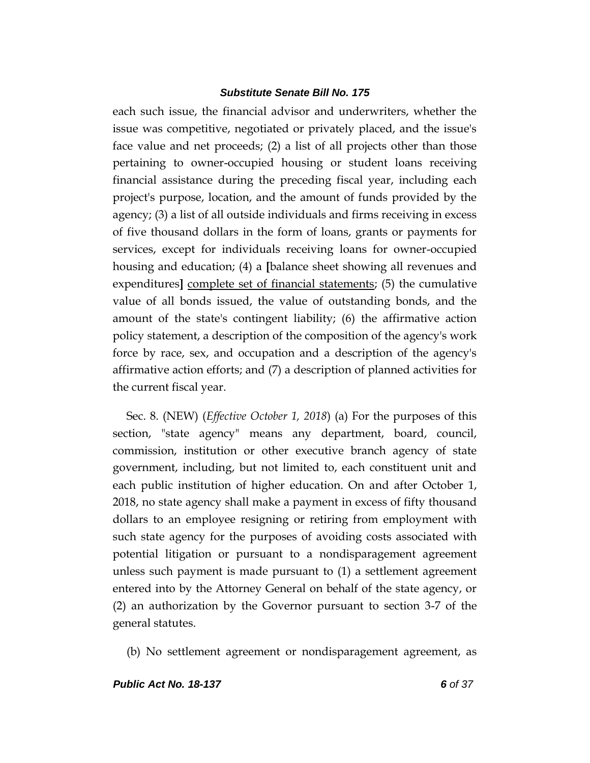each such issue, the financial advisor and underwriters, whether the issue was competitive, negotiated or privately placed, and the issue's face value and net proceeds; (2) a list of all projects other than those pertaining to owner-occupied housing or student loans receiving financial assistance during the preceding fiscal year, including each project's purpose, location, and the amount of funds provided by the agency; (3) a list of all outside individuals and firms receiving in excess of five thousand dollars in the form of loans, grants or payments for services, except for individuals receiving loans for owner-occupied housing and education; (4) a **[**balance sheet showing all revenues and expenditures**]** <u>complete set of financial statements</u>; (5) the cumulative value of all bonds issued, the value of outstanding bonds, and the amount of the state's contingent liability; (6) the affirmative action policy statement, a description of the composition of the agency's work force by race, sex, and occupation and a description of the agency's affirmative action efforts; and (7) a description of planned activities for the current fiscal year.

Sec. 8. (NEW) (*Effective October 1, 2018*) (a) For the purposes of this section, "state agency" means any department, board, council, commission, institution or other executive branch agency of state government, including, but not limited to, each constituent unit and each public institution of higher education. On and after October 1, 2018, no state agency shall make a payment in excess of fifty thousand dollars to an employee resigning or retiring from employment with such state agency for the purposes of avoiding costs associated with potential litigation or pursuant to a nondisparagement agreement unless such payment is made pursuant to (1) a settlement agreement entered into by the Attorney General on behalf of the state agency, or (2) an authorization by the Governor pursuant to section 3-7 of the general statutes.

(b) No settlement agreement or nondisparagement agreement, as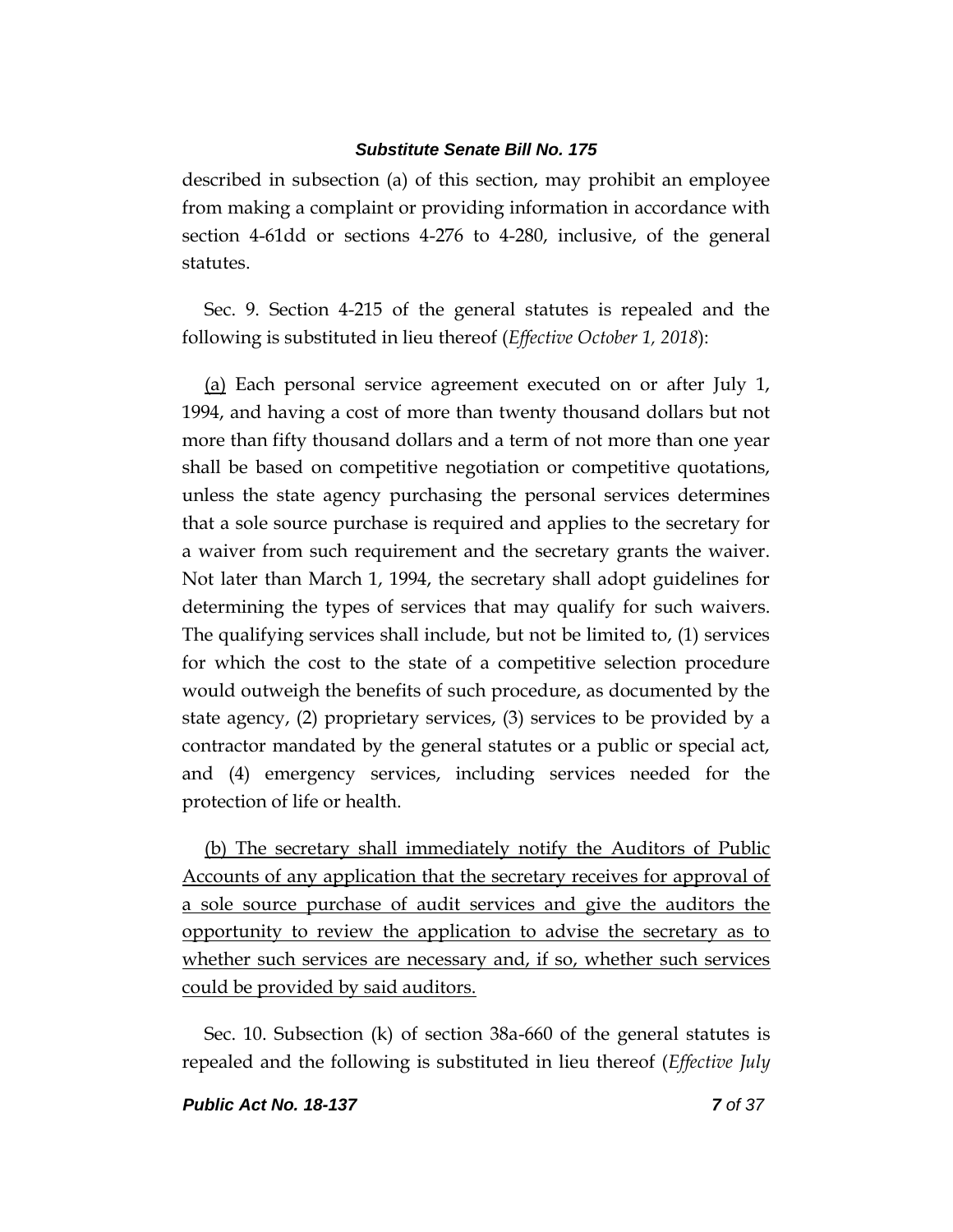described in subsection (a) of this section, may prohibit an employee from making a complaint or providing information in accordance with section 4-61dd or sections 4-276 to 4-280, inclusive, of the general statutes.

Sec. 9. Section 4-215 of the general statutes is repealed and the following is substituted in lieu thereof (*Effective October 1, 2018*):

<u>(a)</u> Each personal service agreement executed on or after July 1, 1994, and having a cost of more than twenty thousand dollars but not more than fifty thousand dollars and a term of not more than one year shall be based on competitive negotiation or competitive quotations, unless the state agency purchasing the personal services determines that a sole source purchase is required and applies to the secretary for a waiver from such requirement and the secretary grants the waiver. Not later than March 1, 1994, the secretary shall adopt guidelines for determining the types of services that may qualify for such waivers. The qualifying services shall include, but not be limited to, (1) services for which the cost to the state of a competitive selection procedure would outweigh the benefits of such procedure, as documented by the state agency, (2) proprietary services, (3) services to be provided by a contractor mandated by the general statutes or a public or special act, and (4) emergency services, including services needed for the protection of life or health.

<u>(b) The secretary shall immediately notify the Auditors of Public Accounts of any application that the secretary receives for approval of a sole source purchase of audit services and give the auditors the opportunity to review the application to advise the secretary as to whether such services are necessary and, if so, whether such services could be provided by said auditors.</u>

Sec. 10. Subsection (k) of section 38a-660 of the general statutes is repealed and the following is substituted in lieu thereof (*Effective July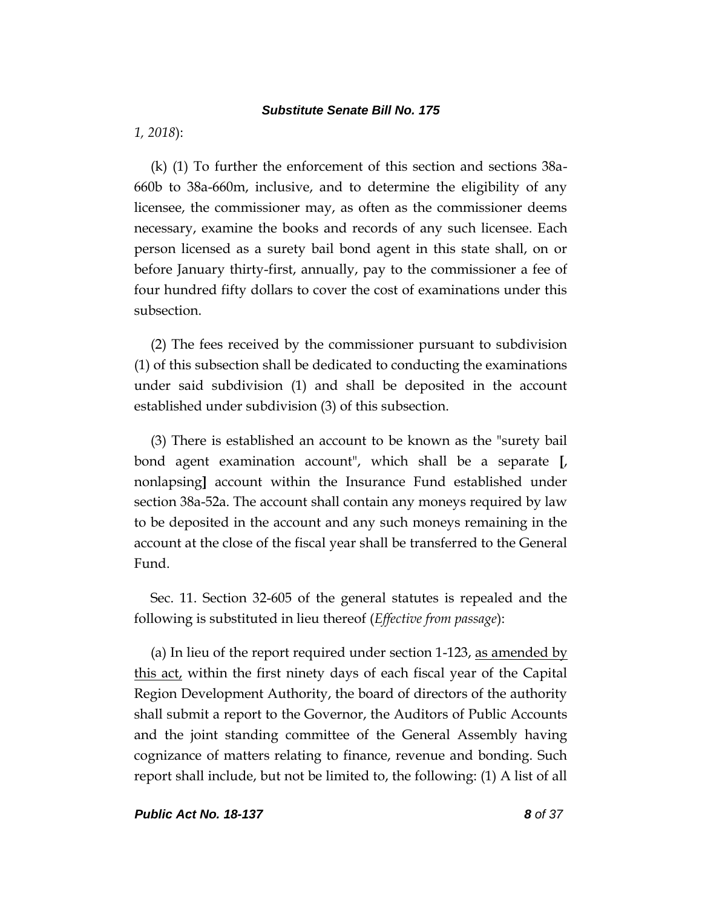*1, 2018*):

(k) (1) To further the enforcement of this section and sections 38a-660b to 38a-660m, inclusive, and to determine the eligibility of any licensee, the commissioner may, as often as the commissioner deems necessary, examine the books and records of any such licensee. Each person licensed as a surety bail bond agent in this state shall, on or before January thirty-first, annually, pay to the commissioner a fee of four hundred fifty dollars to cover the cost of examinations under this subsection.

(2) The fees received by the commissioner pursuant to subdivision (1) of this subsection shall be dedicated to conducting the examinations under said subdivision (1) and shall be deposited in the account established under subdivision (3) of this subsection.

(3) There is established an account to be known as the "surety bail bond agent examination account", which shall be a separate **[**, nonlapsing**]** account within the Insurance Fund established under section 38a-52a. The account shall contain any moneys required by law to be deposited in the account and any such moneys remaining in the account at the close of the fiscal year shall be transferred to the General Fund.

Sec. 11. Section 32-605 of the general statutes is repealed and the following is substituted in lieu thereof (*Effective from passage*):

(a) In lieu of the report required under section 1-123, <u>as amended by this act,</u> within the first ninety days of each fiscal year of the Capital Region Development Authority, the board of directors of the authority shall submit a report to the Governor, the Auditors of Public Accounts and the joint standing committee of the General Assembly having cognizance of matters relating to finance, revenue and bonding. Such report shall include, but not be limited to, the following: (1) A list of all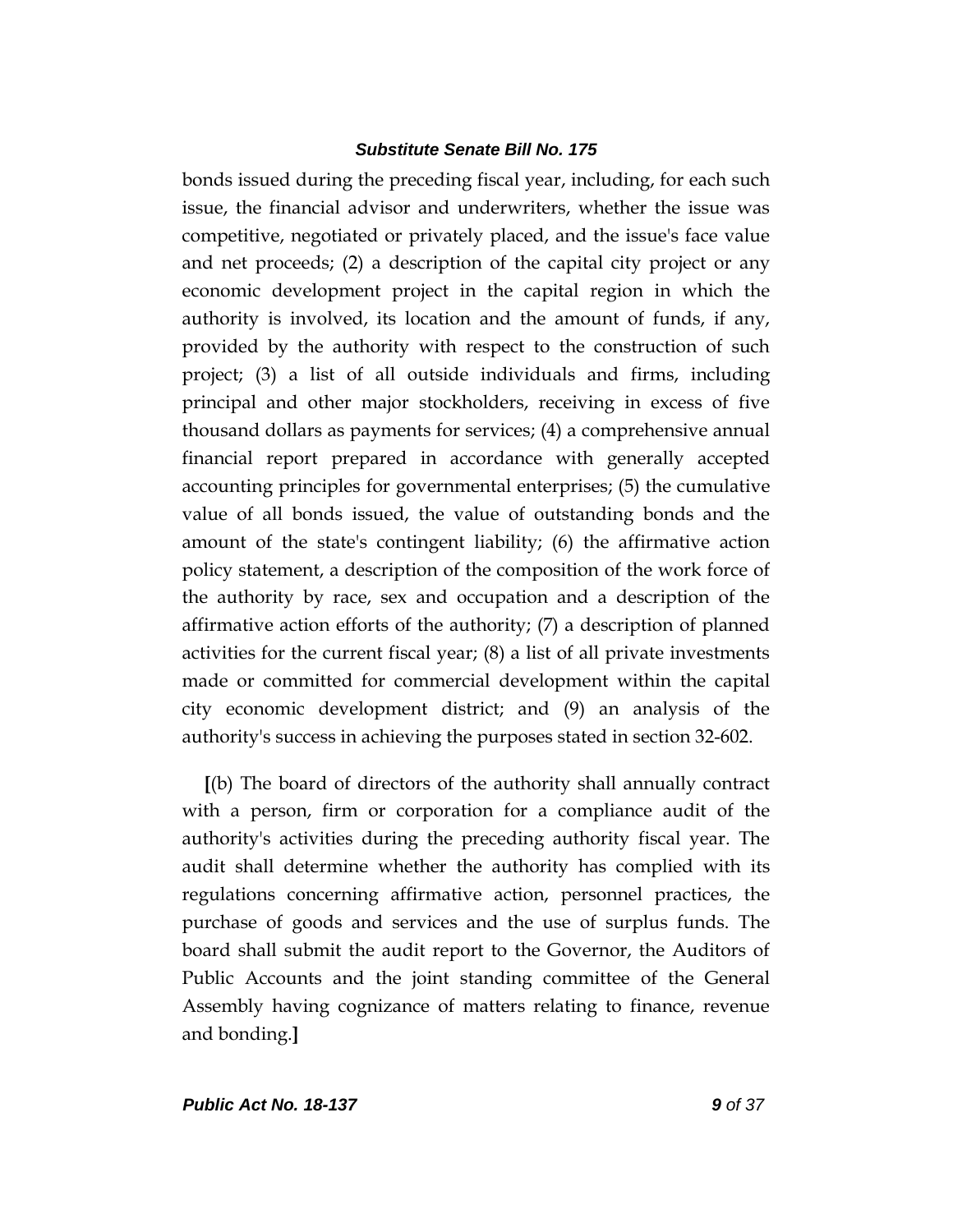bonds issued during the preceding fiscal year, including, for each such issue, the financial advisor and underwriters, whether the issue was competitive, negotiated or privately placed, and the issue's face value and net proceeds; (2) a description of the capital city project or any economic development project in the capital region in which the authority is involved, its location and the amount of funds, if any, provided by the authority with respect to the construction of such project; (3) a list of all outside individuals and firms, including principal and other major stockholders, receiving in excess of five thousand dollars as payments for services; (4) a comprehensive annual financial report prepared in accordance with generally accepted accounting principles for governmental enterprises; (5) the cumulative value of all bonds issued, the value of outstanding bonds and the amount of the state's contingent liability; (6) the affirmative action policy statement, a description of the composition of the work force of the authority by race, sex and occupation and a description of the affirmative action efforts of the authority; (7) a description of planned activities for the current fiscal year; (8) a list of all private investments made or committed for commercial development within the capital city economic development district; and (9) an analysis of the authority's success in achieving the purposes stated in section 32-602.

**[**(b) The board of directors of the authority shall annually contract with a person, firm or corporation for a compliance audit of the authority's activities during the preceding authority fiscal year. The audit shall determine whether the authority has complied with its regulations concerning affirmative action, personnel practices, the purchase of goods and services and the use of surplus funds. The board shall submit the audit report to the Governor, the Auditors of Public Accounts and the joint standing committee of the General Assembly having cognizance of matters relating to finance, revenue and bonding.**]**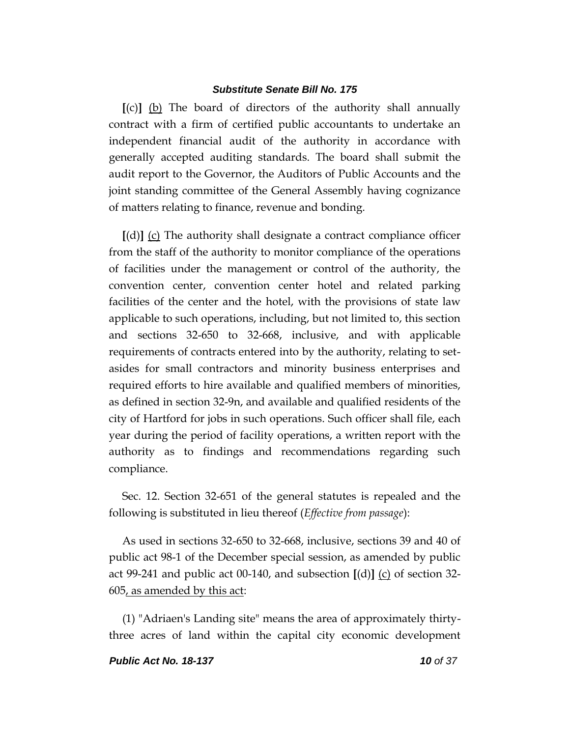[(c)] (b) The board of directors of the authority shall annually contract with a firm of certified public accountants to undertake an independent financial audit of the authority in accordance with generally accepted auditing standards. The board shall submit the audit report to the Governor, the Auditors of Public Accounts and the joint standing committee of the General Assembly having cognizance of matters relating to finance, revenue and bonding.

[(d)] (c) The authority shall designate a contract compliance officer from the staff of the authority to monitor compliance of the operations of facilities under the management or control of the authority, the convention center, convention center hotel and related parking facilities of the center and the hotel, with the provisions of state law applicable to such operations, including, but not limited to, this section and sections 32-650 to 32-668, inclusive, and with applicable requirements of contracts entered into by the authority, relating to set-asides for small contractors and minority business enterprises and required efforts to hire available and qualified members of minorities, as defined in section 32-9n, and available and qualified residents of the city of Hartford for jobs in such operations. Such officer shall file, each year during the period of facility operations, a written report with the authority as to findings and recommendations regarding such compliance.

Sec. 12. Section 32-651 of the general statutes is repealed and the following is substituted in lieu thereof (*Effective from passage*):

As used in sections 32-650 to 32-668, inclusive, sections 39 and 40 of public act 98-1 of the December special session, as amended by public act 99-241 and public act 00-140, and subsection [(d)] (c) of section 32-605, as amended by this act:

(1) "Adriaen's Landing site" means the area of approximately thirty-three acres of land within the capital city economic development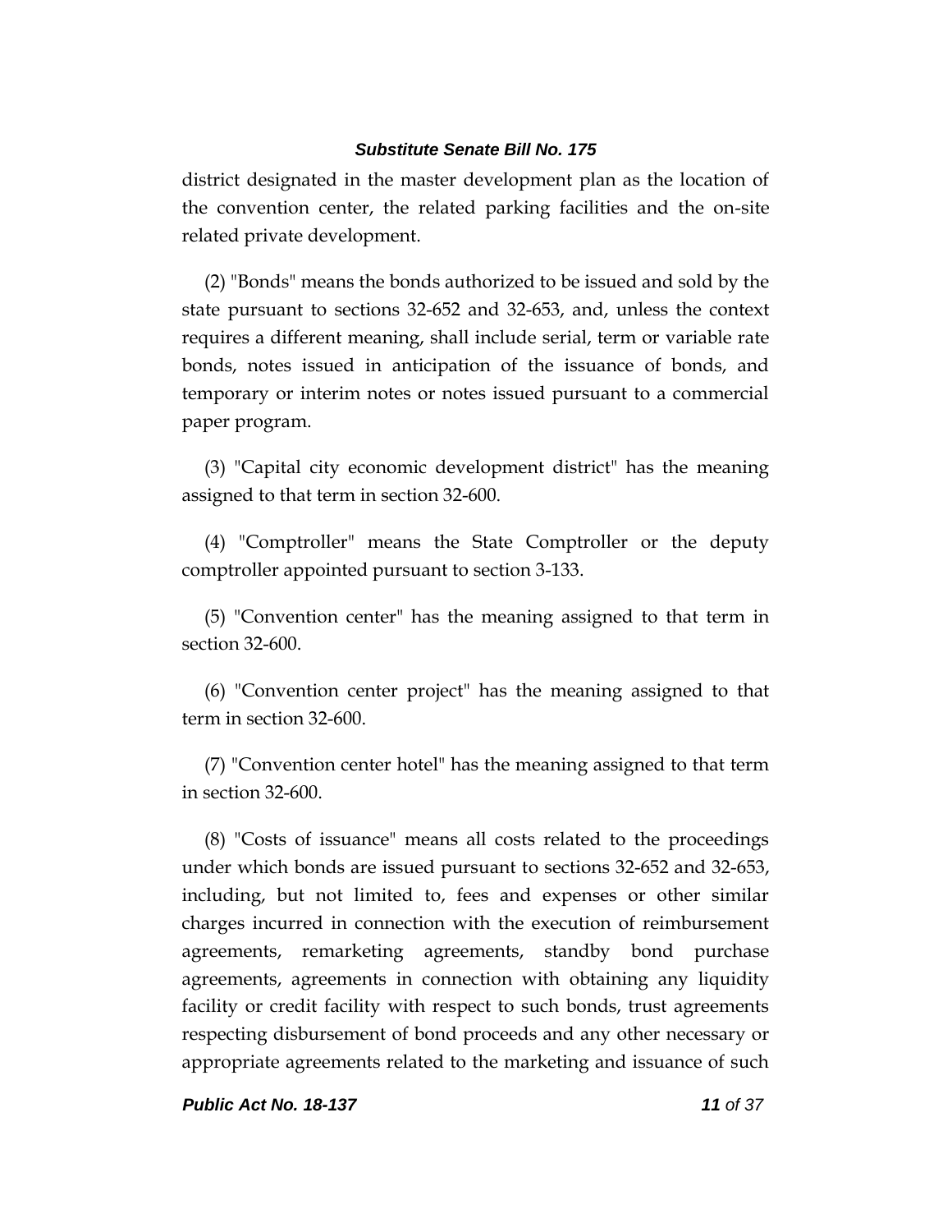district designated in the master development plan as the location of the convention center, the related parking facilities and the on-site related private development.

(2) "Bonds" means the bonds authorized to be issued and sold by the state pursuant to sections 32-652 and 32-653, and, unless the context requires a different meaning, shall include serial, term or variable rate bonds, notes issued in anticipation of the issuance of bonds, and temporary or interim notes or notes issued pursuant to a commercial paper program.

(3) "Capital city economic development district" has the meaning assigned to that term in section 32-600.

(4) "Comptroller" means the State Comptroller or the deputy comptroller appointed pursuant to section 3-133.

(5) "Convention center" has the meaning assigned to that term in section 32-600.

(6) "Convention center project" has the meaning assigned to that term in section 32-600.

(7) "Convention center hotel" has the meaning assigned to that term in section 32-600.

(8) "Costs of issuance" means all costs related to the proceedings under which bonds are issued pursuant to sections 32-652 and 32-653, including, but not limited to, fees and expenses or other similar charges incurred in connection with the execution of reimbursement agreements, remarketing agreements, standby bond purchase agreements, agreements in connection with obtaining any liquidity facility or credit facility with respect to such bonds, trust agreements respecting disbursement of bond proceeds and any other necessary or appropriate agreements related to the marketing and issuance of such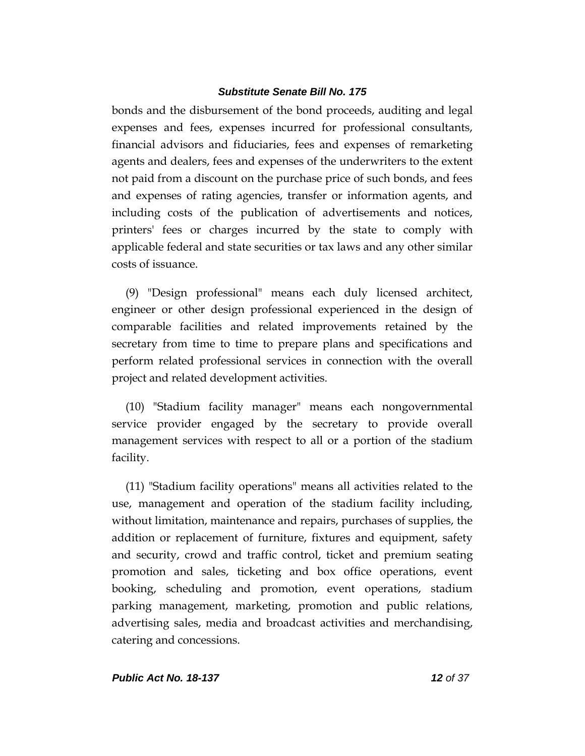bonds and the disbursement of the bond proceeds, auditing and legal expenses and fees, expenses incurred for professional consultants, financial advisors and fiduciaries, fees and expenses of remarketing agents and dealers, fees and expenses of the underwriters to the extent not paid from a discount on the purchase price of such bonds, and fees and expenses of rating agencies, transfer or information agents, and including costs of the publication of advertisements and notices, printers' fees or charges incurred by the state to comply with applicable federal and state securities or tax laws and any other similar costs of issuance.

(9) "Design professional" means each duly licensed architect, engineer or other design professional experienced in the design of comparable facilities and related improvements retained by the secretary from time to time to prepare plans and specifications and perform related professional services in connection with the overall project and related development activities.

(10) "Stadium facility manager" means each nongovernmental service provider engaged by the secretary to provide overall management services with respect to all or a portion of the stadium facility.

(11) "Stadium facility operations" means all activities related to the use, management and operation of the stadium facility including, without limitation, maintenance and repairs, purchases of supplies, the addition or replacement of furniture, fixtures and equipment, safety and security, crowd and traffic control, ticket and premium seating promotion and sales, ticketing and box office operations, event booking, scheduling and promotion, event operations, stadium parking management, marketing, promotion and public relations, advertising sales, media and broadcast activities and merchandising, catering and concessions.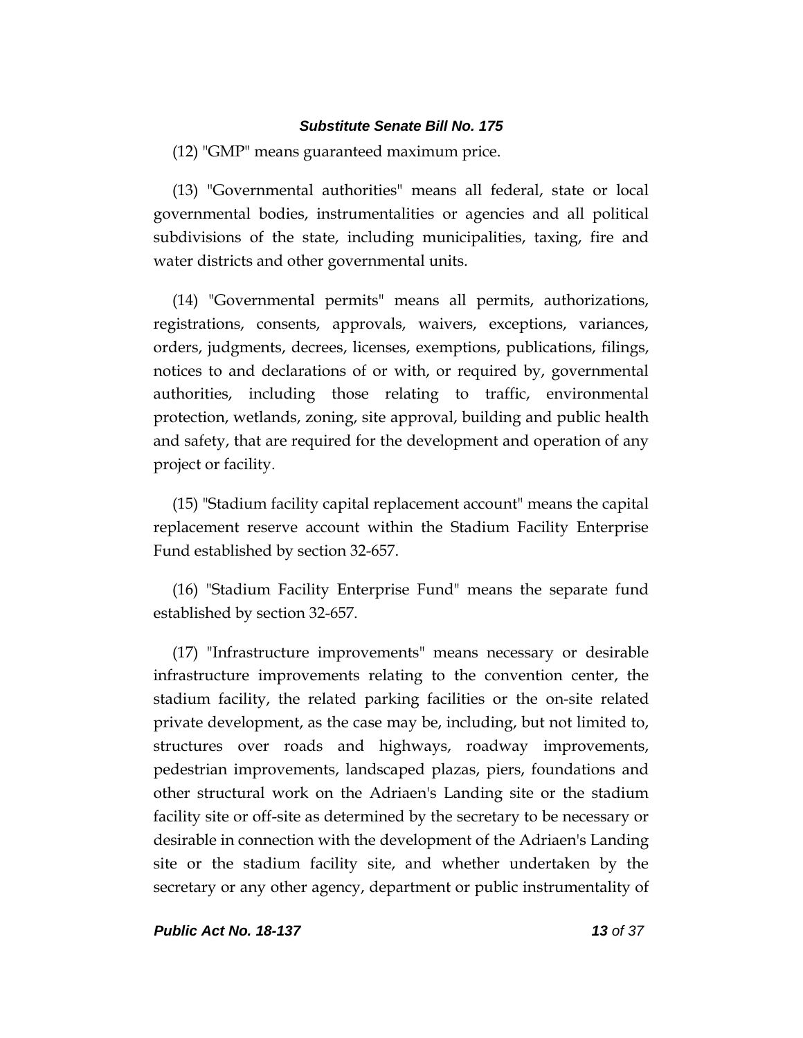(12) "GMP" means guaranteed maximum price.

(13) "Governmental authorities" means all federal, state or local governmental bodies, instrumentalities or agencies and all political subdivisions of the state, including municipalities, taxing, fire and water districts and other governmental units.

(14) "Governmental permits" means all permits, authorizations, registrations, consents, approvals, waivers, exceptions, variances, orders, judgments, decrees, licenses, exemptions, publications, filings, notices to and declarations of or with, or required by, governmental authorities, including those relating to traffic, environmental protection, wetlands, zoning, site approval, building and public health and safety, that are required for the development and operation of any project or facility.

(15) "Stadium facility capital replacement account" means the capital replacement reserve account within the Stadium Facility Enterprise Fund established by section 32-657.

(16) "Stadium Facility Enterprise Fund" means the separate fund established by section 32-657.

(17) "Infrastructure improvements" means necessary or desirable infrastructure improvements relating to the convention center, the stadium facility, the related parking facilities or the on-site related private development, as the case may be, including, but not limited to, structures over roads and highways, roadway improvements, pedestrian improvements, landscaped plazas, piers, foundations and other structural work on the Adriaen's Landing site or the stadium facility site or off-site as determined by the secretary to be necessary or desirable in connection with the development of the Adriaen's Landing site or the stadium facility site, and whether undertaken by the secretary or any other agency, department or public instrumentality of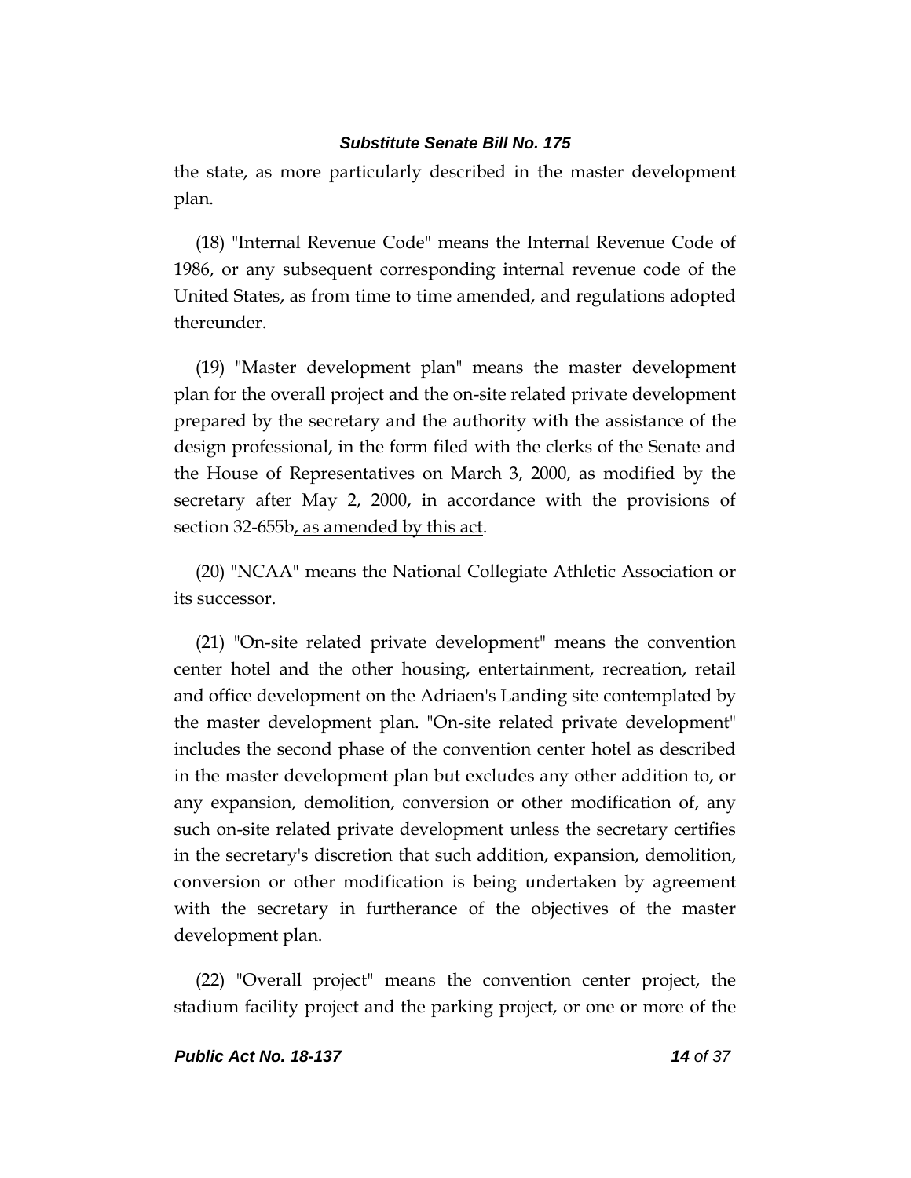the state, as more particularly described in the master development plan.

(18) "Internal Revenue Code" means the Internal Revenue Code of 1986, or any subsequent corresponding internal revenue code of the United States, as from time to time amended, and regulations adopted thereunder.

(19) "Master development plan" means the master development plan for the overall project and the on-site related private development prepared by the secretary and the authority with the assistance of the design professional, in the form filed with the clerks of the Senate and the House of Representatives on March 3, 2000, as modified by the secretary after May 2, 2000, in accordance with the provisions of section 32-655b<u>, as amended by this act</u>.

(20) "NCAA" means the National Collegiate Athletic Association or its successor.

(21) "On-site related private development" means the convention center hotel and the other housing, entertainment, recreation, retail and office development on the Adriaen's Landing site contemplated by the master development plan. "On-site related private development" includes the second phase of the convention center hotel as described in the master development plan but excludes any other addition to, or any expansion, demolition, conversion or other modification of, any such on-site related private development unless the secretary certifies in the secretary's discretion that such addition, expansion, demolition, conversion or other modification is being undertaken by agreement with the secretary in furtherance of the objectives of the master development plan.

(22) "Overall project" means the convention center project, the stadium facility project and the parking project, or one or more of the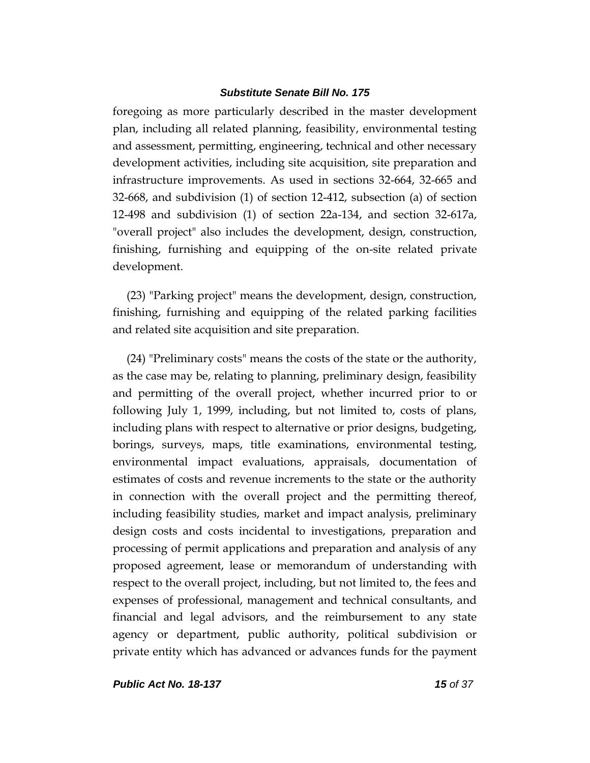foregoing as more particularly described in the master development plan, including all related planning, feasibility, environmental testing and assessment, permitting, engineering, technical and other necessary development activities, including site acquisition, site preparation and infrastructure improvements. As used in sections 32-664, 32-665 and 32-668, and subdivision (1) of section 12-412, subsection (a) of section 12-498 and subdivision (1) of section 22a-134, and section 32-617a, "overall project" also includes the development, design, construction, finishing, furnishing and equipping of the on-site related private development.

(23) "Parking project" means the development, design, construction, finishing, furnishing and equipping of the related parking facilities and related site acquisition and site preparation.

(24) "Preliminary costs" means the costs of the state or the authority, as the case may be, relating to planning, preliminary design, feasibility and permitting of the overall project, whether incurred prior to or following July 1, 1999, including, but not limited to, costs of plans, including plans with respect to alternative or prior designs, budgeting, borings, surveys, maps, title examinations, environmental testing, environmental impact evaluations, appraisals, documentation of estimates of costs and revenue increments to the state or the authority in connection with the overall project and the permitting thereof, including feasibility studies, market and impact analysis, preliminary design costs and costs incidental to investigations, preparation and processing of permit applications and preparation and analysis of any proposed agreement, lease or memorandum of understanding with respect to the overall project, including, but not limited to, the fees and expenses of professional, management and technical consultants, and financial and legal advisors, and the reimbursement to any state agency or department, public authority, political subdivision or private entity which has advanced or advances funds for the payment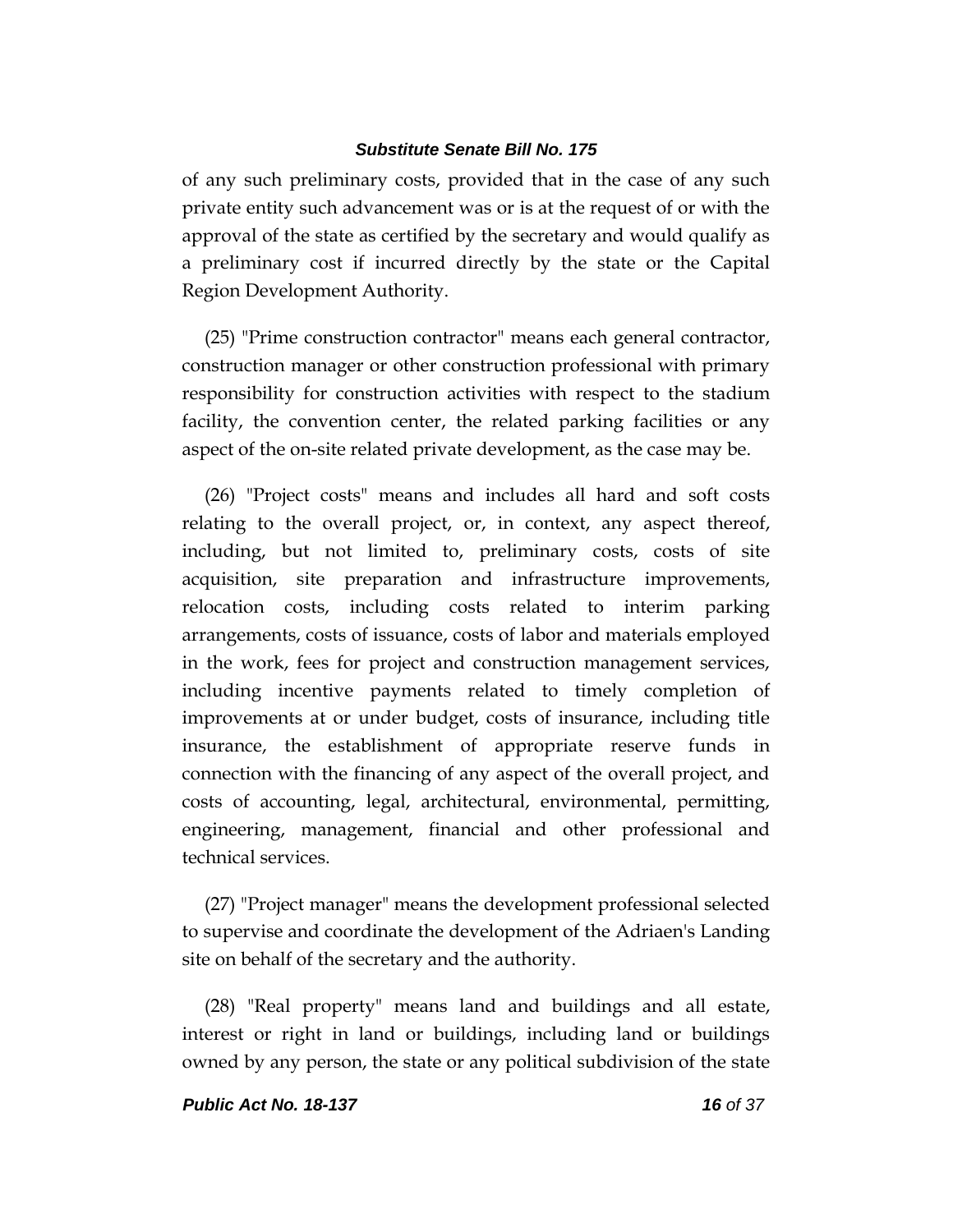of any such preliminary costs, provided that in the case of any such private entity such advancement was or is at the request of or with the approval of the state as certified by the secretary and would qualify as a preliminary cost if incurred directly by the state or the Capital Region Development Authority.

(25) "Prime construction contractor" means each general contractor, construction manager or other construction professional with primary responsibility for construction activities with respect to the stadium facility, the convention center, the related parking facilities or any aspect of the on-site related private development, as the case may be.

(26) "Project costs" means and includes all hard and soft costs relating to the overall project, or, in context, any aspect thereof, including, but not limited to, preliminary costs, costs of site acquisition, site preparation and infrastructure improvements, relocation costs, including costs related to interim parking arrangements, costs of issuance, costs of labor and materials employed in the work, fees for project and construction management services, including incentive payments related to timely completion of improvements at or under budget, costs of insurance, including title insurance, the establishment of appropriate reserve funds in connection with the financing of any aspect of the overall project, and costs of accounting, legal, architectural, environmental, permitting, engineering, management, financial and other professional and technical services.

(27) "Project manager" means the development professional selected to supervise and coordinate the development of the Adriaen's Landing site on behalf of the secretary and the authority.

(28) "Real property" means land and buildings and all estate, interest or right in land or buildings, including land or buildings owned by any person, the state or any political subdivision of the state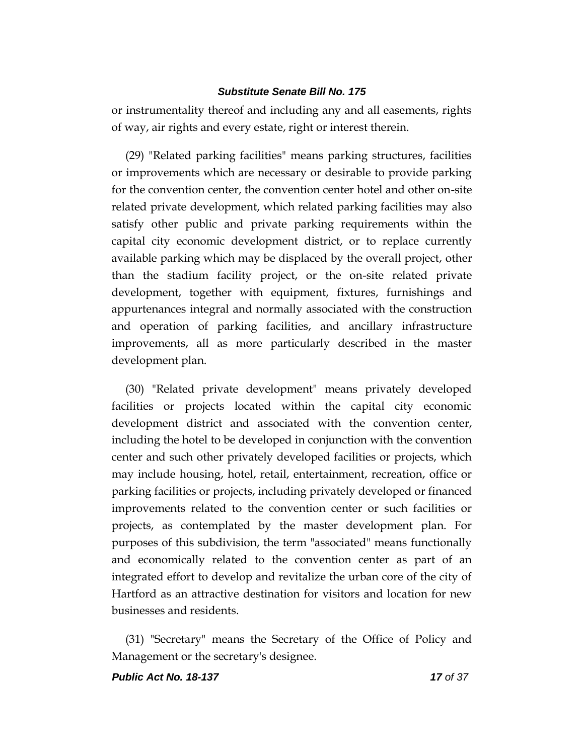or instrumentality thereof and including any and all easements, rights of way, air rights and every estate, right or interest therein.

(29) "Related parking facilities" means parking structures, facilities or improvements which are necessary or desirable to provide parking for the convention center, the convention center hotel and other on-site related private development, which related parking facilities may also satisfy other public and private parking requirements within the capital city economic development district, or to replace currently available parking which may be displaced by the overall project, other than the stadium facility project, or the on-site related private development, together with equipment, fixtures, furnishings and appurtenances integral and normally associated with the construction and operation of parking facilities, and ancillary infrastructure improvements, all as more particularly described in the master development plan.

(30) "Related private development" means privately developed facilities or projects located within the capital city economic development district and associated with the convention center, including the hotel to be developed in conjunction with the convention center and such other privately developed facilities or projects, which may include housing, hotel, retail, entertainment, recreation, office or parking facilities or projects, including privately developed or financed improvements related to the convention center or such facilities or projects, as contemplated by the master development plan. For purposes of this subdivision, the term "associated" means functionally and economically related to the convention center as part of an integrated effort to develop and revitalize the urban core of the city of Hartford as an attractive destination for visitors and location for new businesses and residents.

(31) "Secretary" means the Secretary of the Office of Policy and Management or the secretary's designee.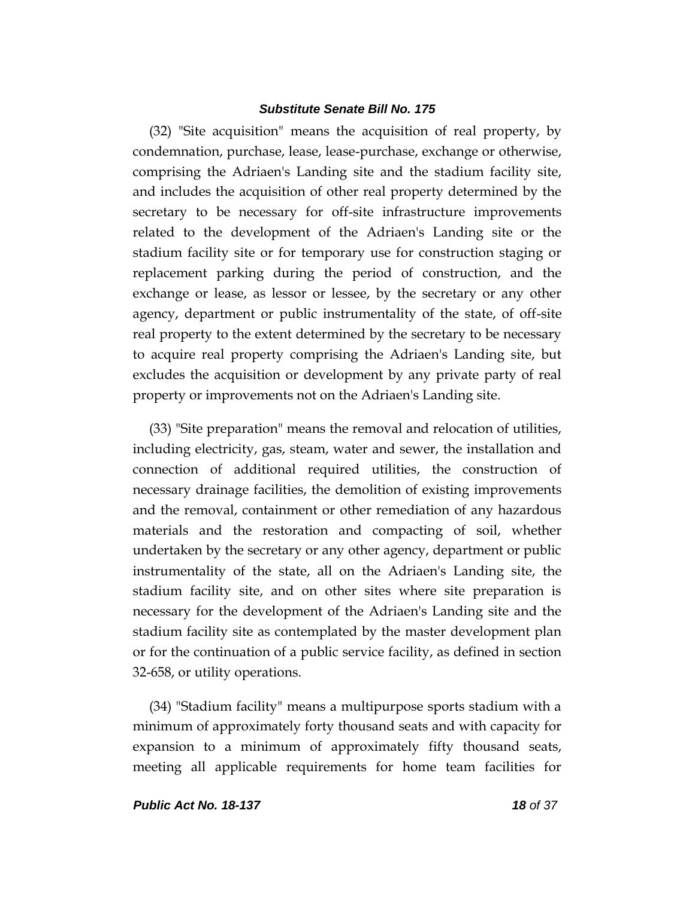(32) "Site acquisition" means the acquisition of real property, by condemnation, purchase, lease, lease-purchase, exchange or otherwise, comprising the Adriaen's Landing site and the stadium facility site, and includes the acquisition of other real property determined by the secretary to be necessary for off-site infrastructure improvements related to the development of the Adriaen's Landing site or the stadium facility site or for temporary use for construction staging or replacement parking during the period of construction, and the exchange or lease, as lessor or lessee, by the secretary or any other agency, department or public instrumentality of the state, of off-site real property to the extent determined by the secretary to be necessary to acquire real property comprising the Adriaen's Landing site, but excludes the acquisition or development by any private party of real property or improvements not on the Adriaen's Landing site.

(33) "Site preparation" means the removal and relocation of utilities, including electricity, gas, steam, water and sewer, the installation and connection of additional required utilities, the construction of necessary drainage facilities, the demolition of existing improvements and the removal, containment or other remediation of any hazardous materials and the restoration and compacting of soil, whether undertaken by the secretary or any other agency, department or public instrumentality of the state, all on the Adriaen's Landing site, the stadium facility site, and on other sites where site preparation is necessary for the development of the Adriaen's Landing site and the stadium facility site as contemplated by the master development plan or for the continuation of a public service facility, as defined in section 32-658, or utility operations.

(34) "Stadium facility" means a multipurpose sports stadium with a minimum of approximately forty thousand seats and with capacity for expansion to a minimum of approximately fifty thousand seats, meeting all applicable requirements for home team facilities for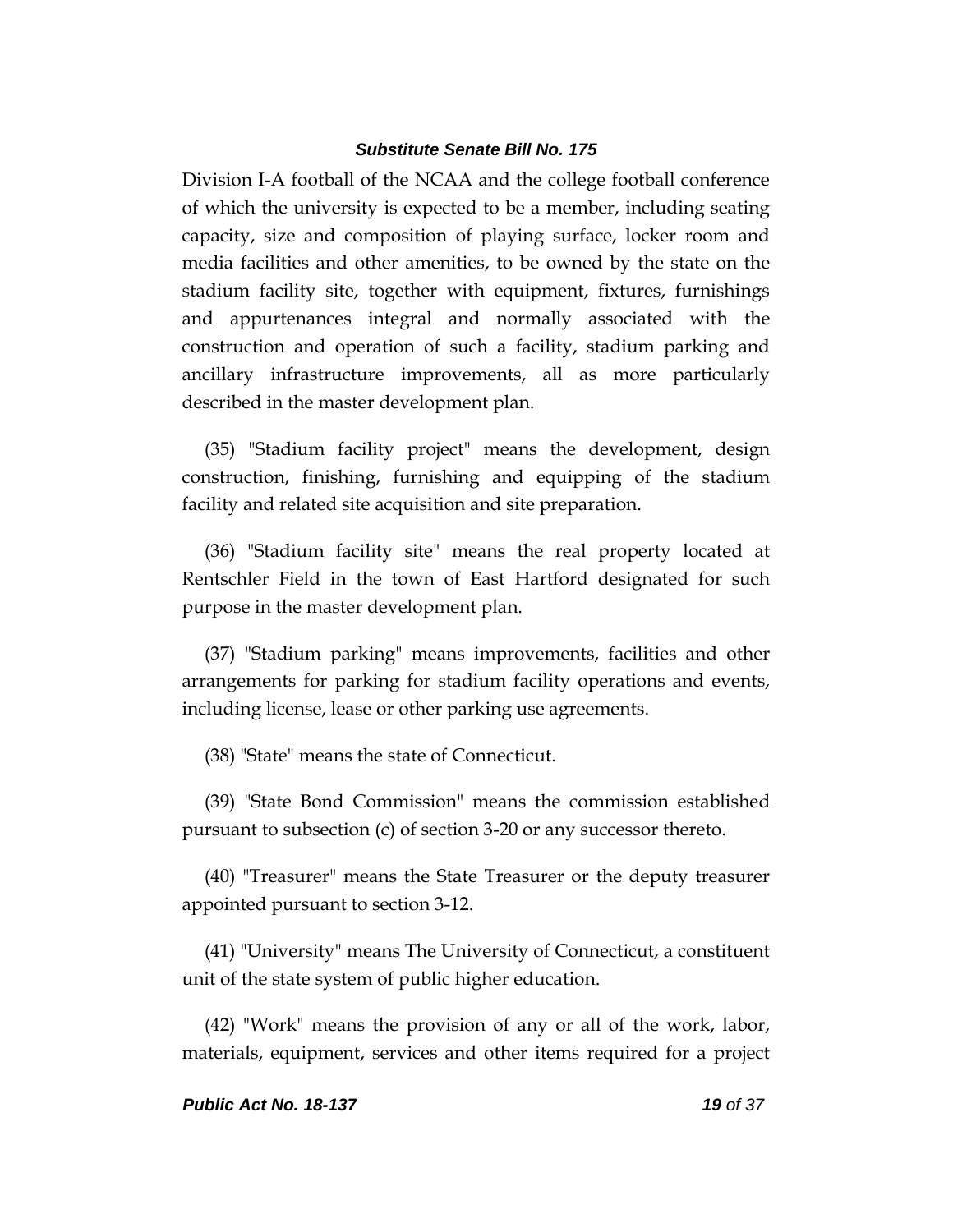Division I-A football of the NCAA and the college football conference of which the university is expected to be a member, including seating capacity, size and composition of playing surface, locker room and media facilities and other amenities, to be owned by the state on the stadium facility site, together with equipment, fixtures, furnishings and appurtenances integral and normally associated with the construction and operation of such a facility, stadium parking and ancillary infrastructure improvements, all as more particularly described in the master development plan.

(35) "Stadium facility project" means the development, design construction, finishing, furnishing and equipping of the stadium facility and related site acquisition and site preparation.

(36) "Stadium facility site" means the real property located at Rentschler Field in the town of East Hartford designated for such purpose in the master development plan.

(37) "Stadium parking" means improvements, facilities and other arrangements for parking for stadium facility operations and events, including license, lease or other parking use agreements.

(38) "State" means the state of Connecticut.

(39) "State Bond Commission" means the commission established pursuant to subsection (c) of section 3-20 or any successor thereto.

(40) "Treasurer" means the State Treasurer or the deputy treasurer appointed pursuant to section 3-12.

(41) "University" means The University of Connecticut, a constituent unit of the state system of public higher education.

(42) "Work" means the provision of any or all of the work, labor, materials, equipment, services and other items required for a project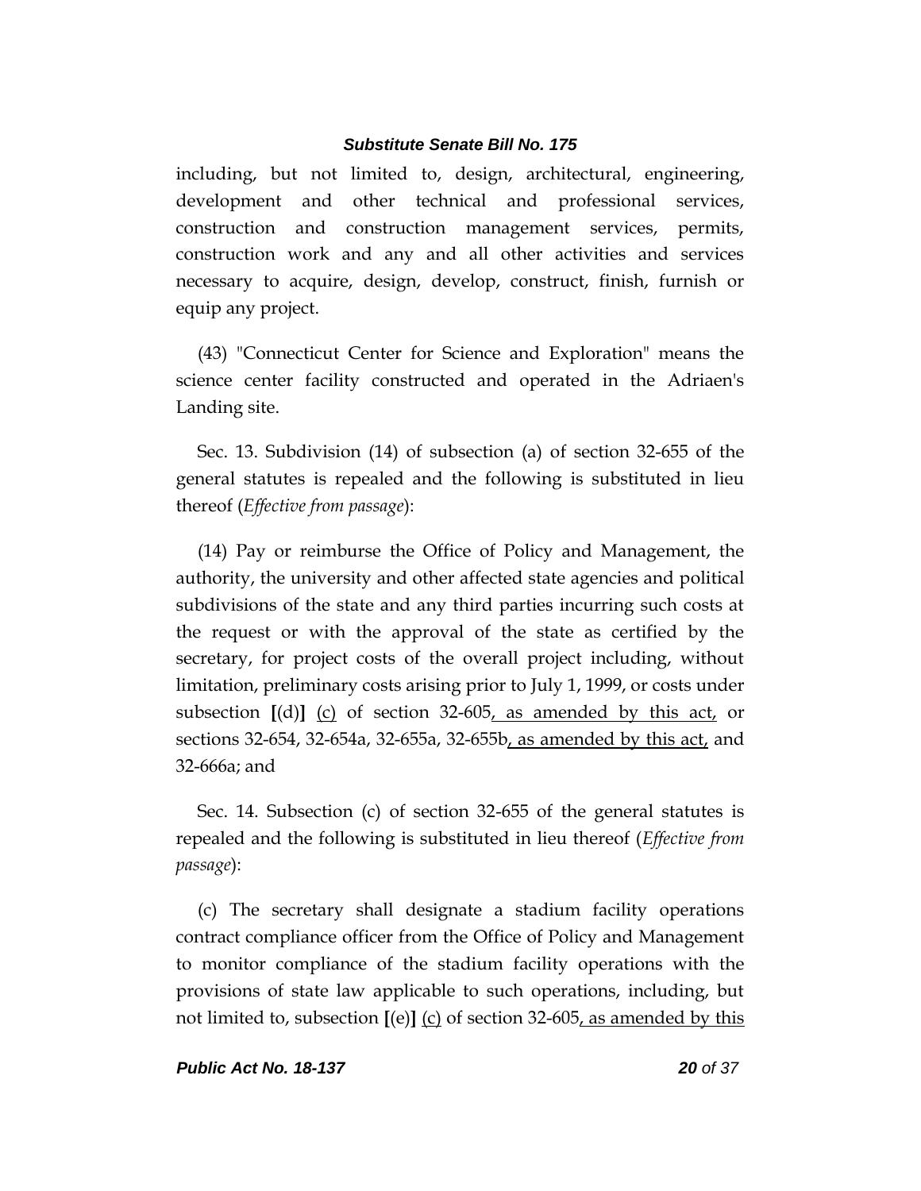including, but not limited to, design, architectural, engineering, development and other technical and professional services, construction and construction management services, permits, construction work and any and all other activities and services necessary to acquire, design, develop, construct, finish, furnish or equip any project.

(43) "Connecticut Center for Science and Exploration" means the science center facility constructed and operated in the Adriaen's Landing site.

Sec. 13. Subdivision (14) of subsection (a) of section 32-655 of the general statutes is repealed and the following is substituted in lieu thereof (*Effective from passage*):

(14) Pay or reimburse the Office of Policy and Management, the authority, the university and other affected state agencies and political subdivisions of the state and any third parties incurring such costs at the request or with the approval of the state as certified by the secretary, for project costs of the overall project including, without limitation, preliminary costs arising prior to July 1, 1999, or costs under subsection **[**(d)**]** <u>(c)</u> of section 32-605<u>, as amended by this act,</u> or sections 32-654, 32-654a, 32-655a, 32-655b<u>, as amended by this act,</u> and 32-666a; and

Sec. 14. Subsection (c) of section 32-655 of the general statutes is repealed and the following is substituted in lieu thereof (*Effective from passage*):

(c) The secretary shall designate a stadium facility operations contract compliance officer from the Office of Policy and Management to monitor compliance of the stadium facility operations with the provisions of state law applicable to such operations, including, but not limited to, subsection **[**(e)**]** <u>(c)</u> of section 32-605<u>, as amended by this</u>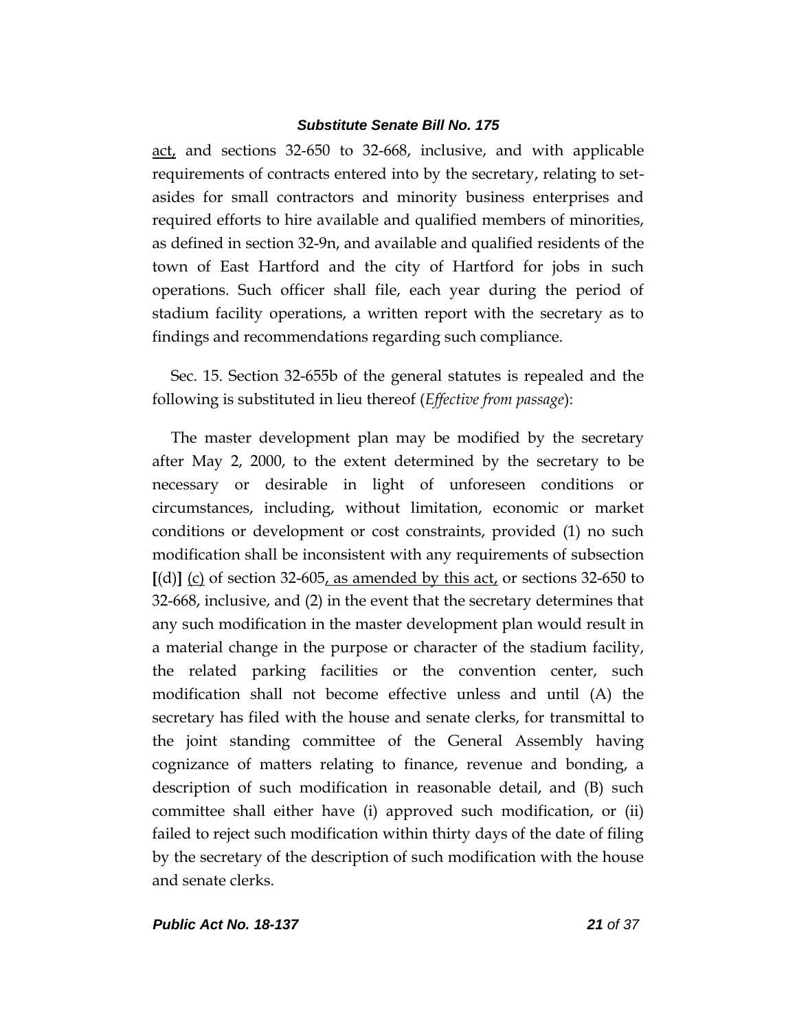act, and sections 32-650 to 32-668, inclusive, and with applicable requirements of contracts entered into by the secretary, relating to set-asides for small contractors and minority business enterprises and required efforts to hire available and qualified members of minorities, as defined in section 32-9n, and available and qualified residents of the town of East Hartford and the city of Hartford for jobs in such operations. Such officer shall file, each year during the period of stadium facility operations, a written report with the secretary as to findings and recommendations regarding such compliance.

Sec. 15. Section 32-655b of the general statutes is repealed and the following is substituted in lieu thereof (*Effective from passage*):

The master development plan may be modified by the secretary after May 2, 2000, to the extent determined by the secretary to be necessary or desirable in light of unforeseen conditions or circumstances, including, without limitation, economic or market conditions or development or cost constraints, provided (1) no such modification shall be inconsistent with any requirements of subsection [(d)] (c) of section 32-605, as amended by this act, or sections 32-650 to 32-668, inclusive, and (2) in the event that the secretary determines that any such modification in the master development plan would result in a material change in the purpose or character of the stadium facility, the related parking facilities or the convention center, such modification shall not become effective unless and until (A) the secretary has filed with the house and senate clerks, for transmittal to the joint standing committee of the General Assembly having cognizance of matters relating to finance, revenue and bonding, a description of such modification in reasonable detail, and (B) such committee shall either have (i) approved such modification, or (ii) failed to reject such modification within thirty days of the date of filing by the secretary of the description of such modification with the house and senate clerks.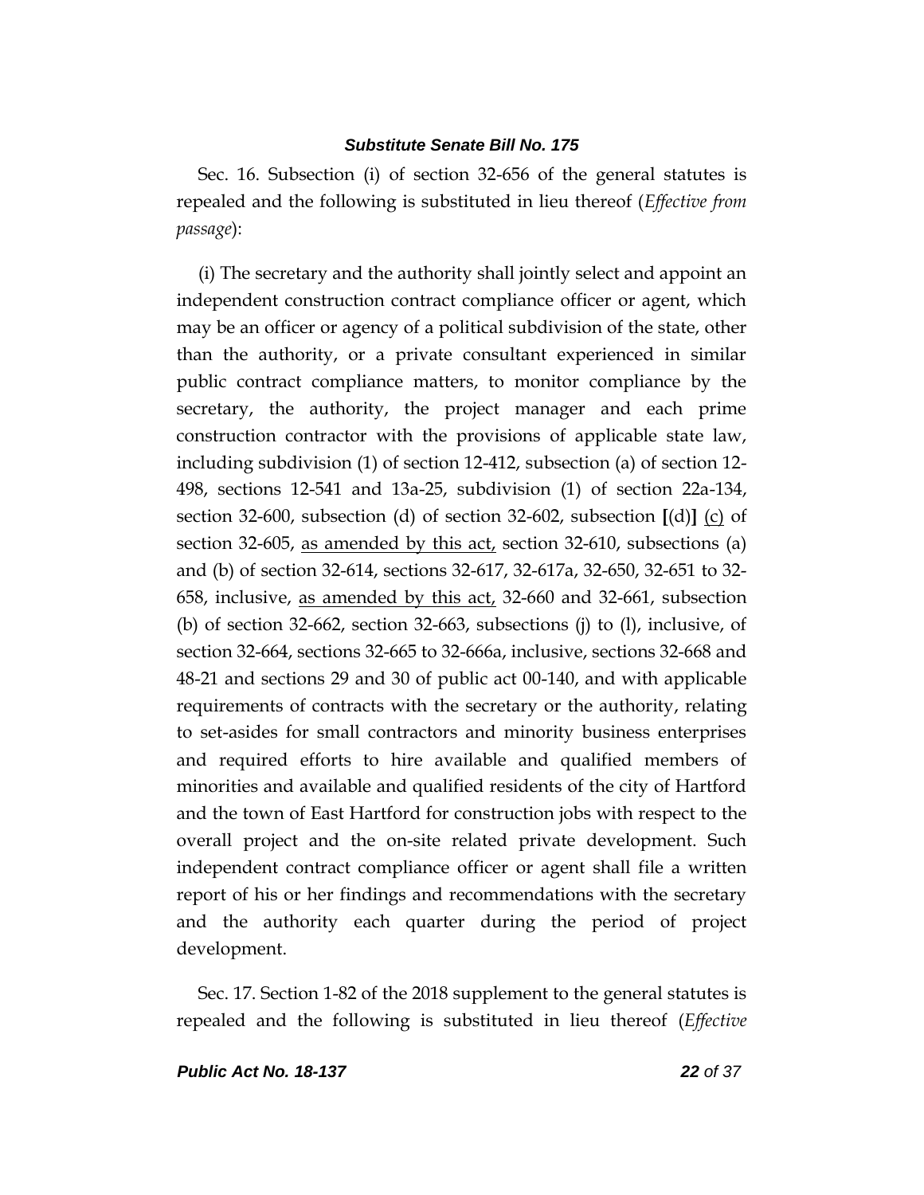Sec. 16. Subsection (i) of section 32-656 of the general statutes is repealed and the following is substituted in lieu thereof (*Effective from passage*):

(i) The secretary and the authority shall jointly select and appoint an independent construction contract compliance officer or agent, which may be an officer or agency of a political subdivision of the state, other than the authority, or a private consultant experienced in similar public contract compliance matters, to monitor compliance by the secretary, the authority, the project manager and each prime construction contractor with the provisions of applicable state law, including subdivision (1) of section 12-412, subsection (a) of section 12-498, sections 12-541 and 13a-25, subdivision (1) of section 22a-134, section 32-600, subsection (d) of section 32-602, subsection **[**(d)**]** <u>(c)</u> of section 32-605, <u>as amended by this act,</u> section 32-610, subsections (a) and (b) of section 32-614, sections 32-617, 32-617a, 32-650, 32-651 to 32-658, inclusive, <u>as amended by this act,</u> 32-660 and 32-661, subsection (b) of section 32-662, section 32-663, subsections (j) to (l), inclusive, of section 32-664, sections 32-665 to 32-666a, inclusive, sections 32-668 and 48-21 and sections 29 and 30 of public act 00-140, and with applicable requirements of contracts with the secretary or the authority, relating to set-asides for small contractors and minority business enterprises and required efforts to hire available and qualified members of minorities and available and qualified residents of the city of Hartford and the town of East Hartford for construction jobs with respect to the overall project and the on-site related private development. Such independent contract compliance officer or agent shall file a written report of his or her findings and recommendations with the secretary and the authority each quarter during the period of project development.

Sec. 17. Section 1-82 of the 2018 supplement to the general statutes is repealed and the following is substituted in lieu thereof (*Effective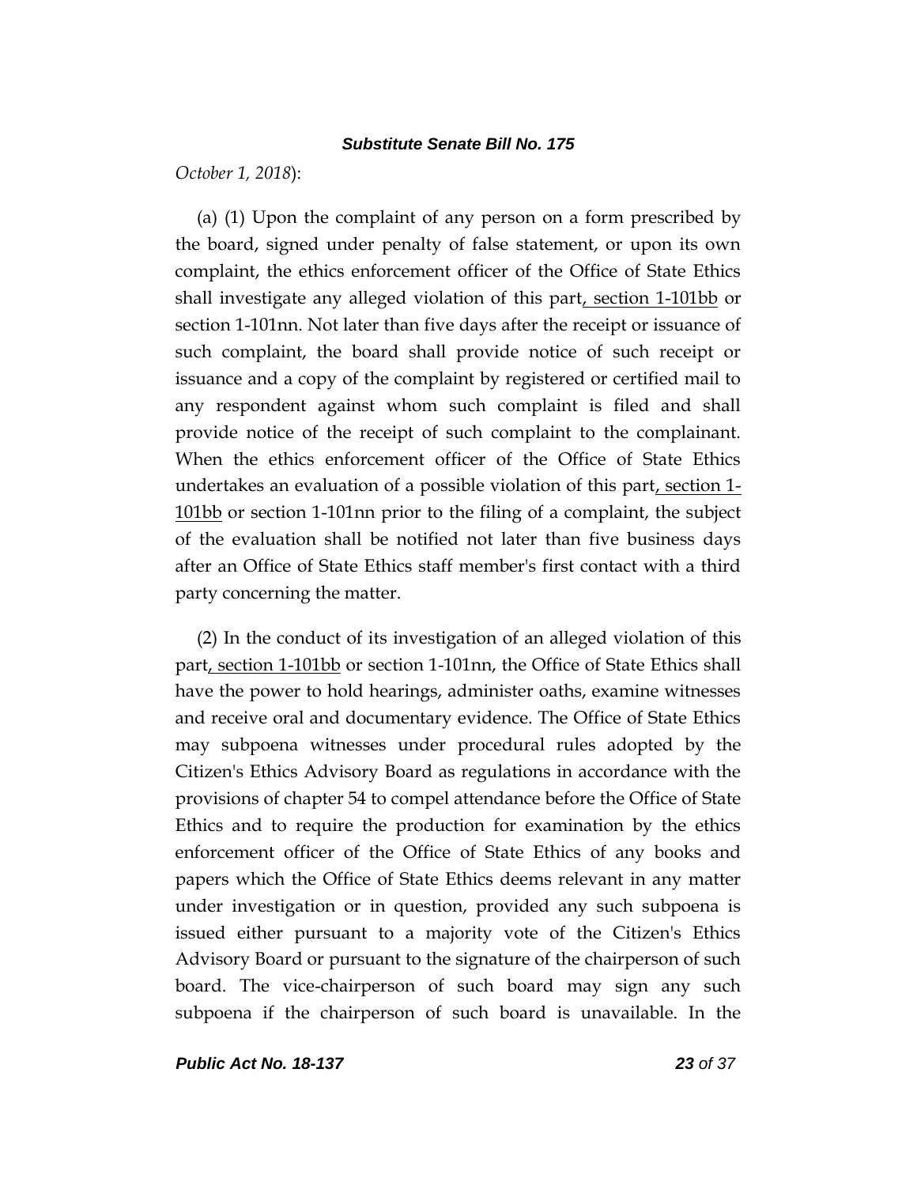*October 1, 2018*):

(a) (1) Upon the complaint of any person on a form prescribed by the board, signed under penalty of false statement, or upon its own complaint, the ethics enforcement officer of the Office of State Ethics shall investigate any alleged violation of this part<u>, section 1-101bb</u> or section 1-101nn. Not later than five days after the receipt or issuance of such complaint, the board shall provide notice of such receipt or issuance and a copy of the complaint by registered or certified mail to any respondent against whom such complaint is filed and shall provide notice of the receipt of such complaint to the complainant. When the ethics enforcement officer of the Office of State Ethics undertakes an evaluation of a possible violation of this part<u>, section 1-101bb</u> or section 1-101nn prior to the filing of a complaint, the subject of the evaluation shall be notified not later than five business days after an Office of State Ethics staff member's first contact with a third party concerning the matter.

(2) In the conduct of its investigation of an alleged violation of this part<u>, section 1-101bb</u> or section 1-101nn, the Office of State Ethics shall have the power to hold hearings, administer oaths, examine witnesses and receive oral and documentary evidence. The Office of State Ethics may subpoena witnesses under procedural rules adopted by the Citizen's Ethics Advisory Board as regulations in accordance with the provisions of chapter 54 to compel attendance before the Office of State Ethics and to require the production for examination by the ethics enforcement officer of the Office of State Ethics of any books and papers which the Office of State Ethics deems relevant in any matter under investigation or in question, provided any such subpoena is issued either pursuant to a majority vote of the Citizen's Ethics Advisory Board or pursuant to the signature of the chairperson of such board. The vice-chairperson of such board may sign any such subpoena if the chairperson of such board is unavailable. In the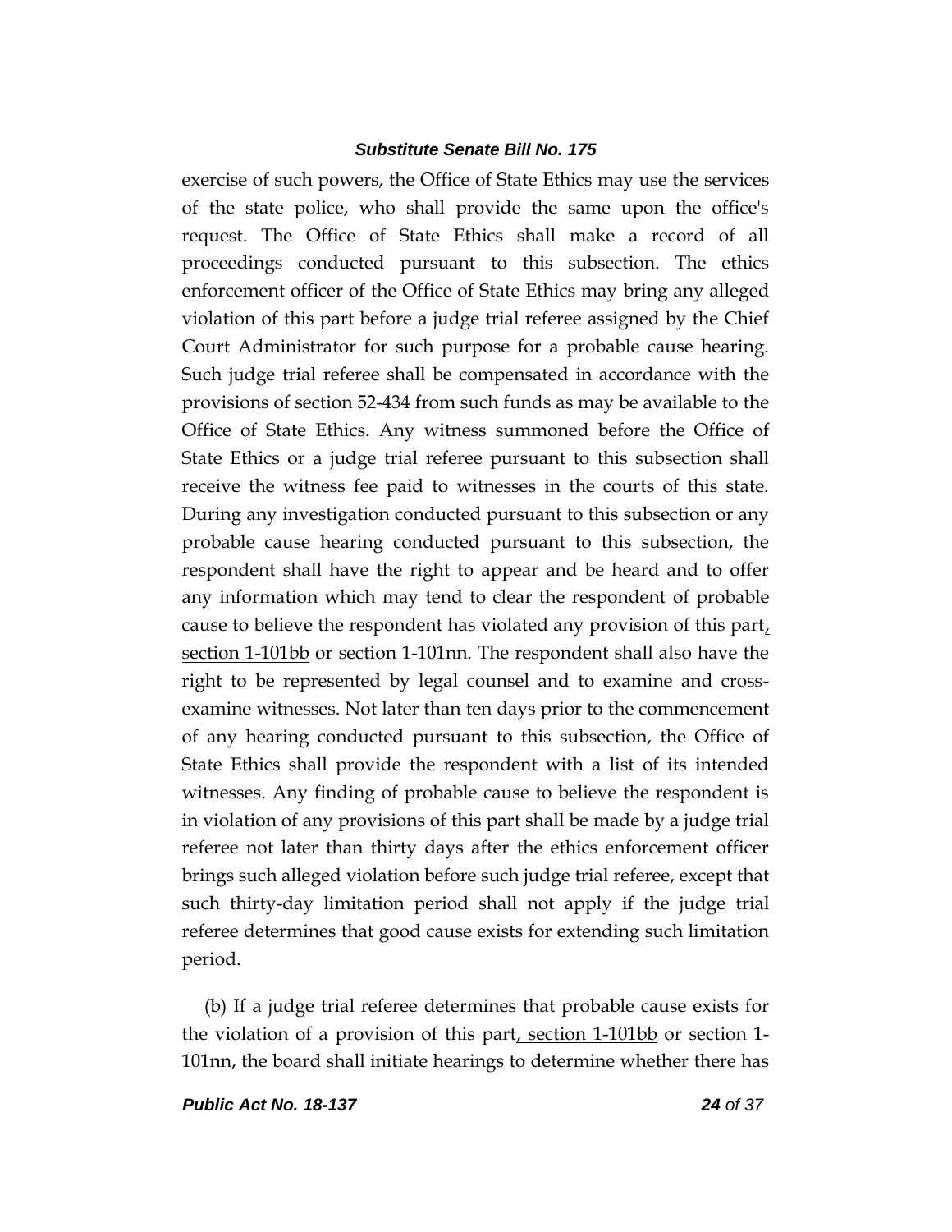exercise of such powers, the Office of State Ethics may use the services of the state police, who shall provide the same upon the office's request. The Office of State Ethics shall make a record of all proceedings conducted pursuant to this subsection. The ethics enforcement officer of the Office of State Ethics may bring any alleged violation of this part before a judge trial referee assigned by the Chief Court Administrator for such purpose for a probable cause hearing. Such judge trial referee shall be compensated in accordance with the provisions of section 52-434 from such funds as may be available to the Office of State Ethics. Any witness summoned before the Office of State Ethics or a judge trial referee pursuant to this subsection shall receive the witness fee paid to witnesses in the courts of this state. During any investigation conducted pursuant to this subsection or any probable cause hearing conducted pursuant to this subsection, the respondent shall have the right to appear and be heard and to offer any information which may tend to clear the respondent of probable cause to believe the respondent has violated any provision of this part, section 1-101bb or section 1-101nn. The respondent shall also have the right to be represented by legal counsel and to examine and cross-examine witnesses. Not later than ten days prior to the commencement of any hearing conducted pursuant to this subsection, the Office of State Ethics shall provide the respondent with a list of its intended witnesses. Any finding of probable cause to believe the respondent is in violation of any provisions of this part shall be made by a judge trial referee not later than thirty days after the ethics enforcement officer brings such alleged violation before such judge trial referee, except that such thirty-day limitation period shall not apply if the judge trial referee determines that good cause exists for extending such limitation period.

(b) If a judge trial referee determines that probable cause exists for the violation of a provision of this part, section 1-101bb or section 1-101nn, the board shall initiate hearings to determine whether there has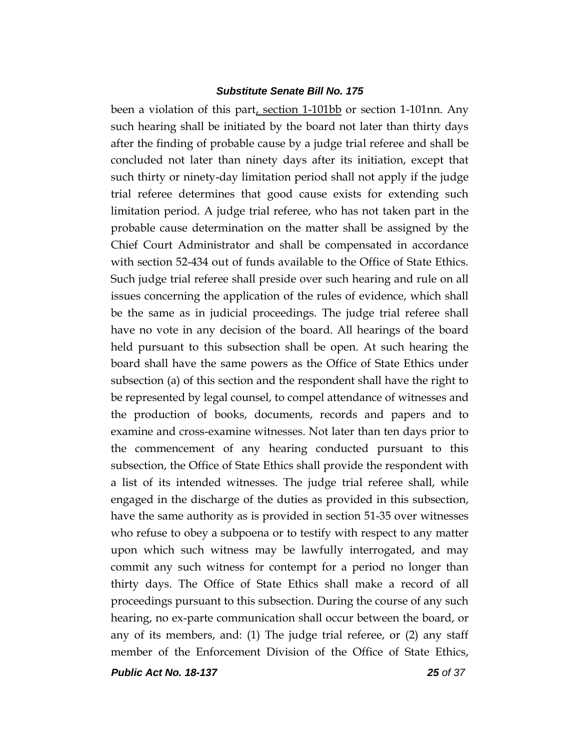been a violation of this part, section 1-101bb or section 1-101nn. Any such hearing shall be initiated by the board not later than thirty days after the finding of probable cause by a judge trial referee and shall be concluded not later than ninety days after its initiation, except that such thirty or ninety-day limitation period shall not apply if the judge trial referee determines that good cause exists for extending such limitation period. A judge trial referee, who has not taken part in the probable cause determination on the matter shall be assigned by the Chief Court Administrator and shall be compensated in accordance with section 52-434 out of funds available to the Office of State Ethics. Such judge trial referee shall preside over such hearing and rule on all issues concerning the application of the rules of evidence, which shall be the same as in judicial proceedings. The judge trial referee shall have no vote in any decision of the board. All hearings of the board held pursuant to this subsection shall be open. At such hearing the board shall have the same powers as the Office of State Ethics under subsection (a) of this section and the respondent shall have the right to be represented by legal counsel, to compel attendance of witnesses and the production of books, documents, records and papers and to examine and cross-examine witnesses. Not later than ten days prior to the commencement of any hearing conducted pursuant to this subsection, the Office of State Ethics shall provide the respondent with a list of its intended witnesses. The judge trial referee shall, while engaged in the discharge of the duties as provided in this subsection, have the same authority as is provided in section 51-35 over witnesses who refuse to obey a subpoena or to testify with respect to any matter upon which such witness may be lawfully interrogated, and may commit any such witness for contempt for a period no longer than thirty days. The Office of State Ethics shall make a record of all proceedings pursuant to this subsection. During the course of any such hearing, no ex-parte communication shall occur between the board, or any of its members, and: (1) The judge trial referee, or (2) any staff member of the Enforcement Division of the Office of State Ethics,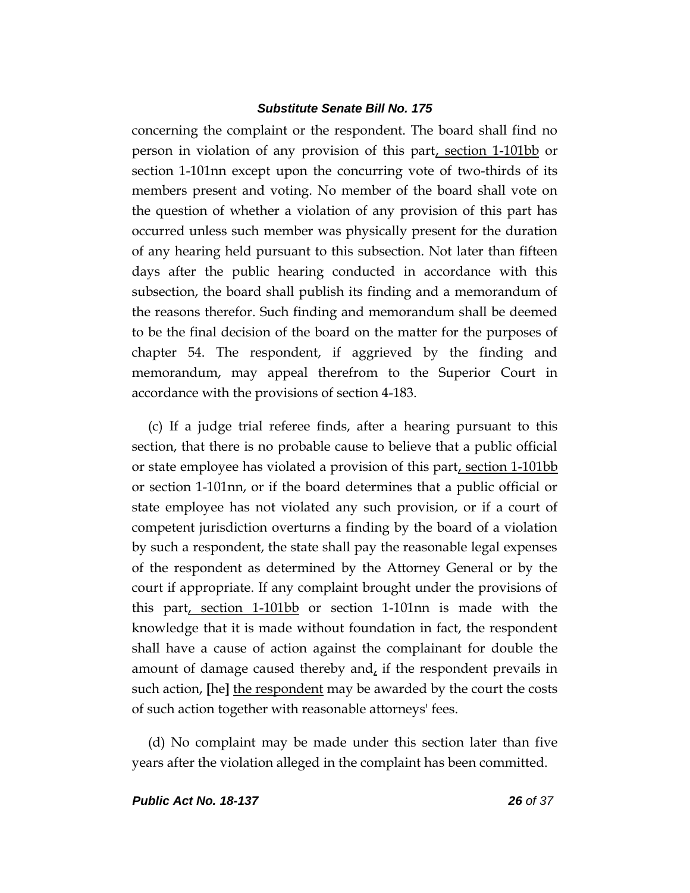concerning the complaint or the respondent. The board shall find no person in violation of any provision of this part, section 1-101bb or section 1-101nn except upon the concurring vote of two-thirds of its members present and voting. No member of the board shall vote on the question of whether a violation of any provision of this part has occurred unless such member was physically present for the duration of any hearing held pursuant to this subsection. Not later than fifteen days after the public hearing conducted in accordance with this subsection, the board shall publish its finding and a memorandum of the reasons therefor. Such finding and memorandum shall be deemed to be the final decision of the board on the matter for the purposes of chapter 54. The respondent, if aggrieved by the finding and memorandum, may appeal therefrom to the Superior Court in accordance with the provisions of section 4-183.

(c) If a judge trial referee finds, after a hearing pursuant to this section, that there is no probable cause to believe that a public official or state employee has violated a provision of this part, section 1-101bb or section 1-101nn, or if the board determines that a public official or state employee has not violated any such provision, or if a court of competent jurisdiction overturns a finding by the board of a violation by such a respondent, the state shall pay the reasonable legal expenses of the respondent as determined by the Attorney General or by the court if appropriate. If any complaint brought under the provisions of this part, section 1-101bb or section 1-101nn is made with the knowledge that it is made without foundation in fact, the respondent shall have a cause of action against the complainant for double the amount of damage caused thereby and, if the respondent prevails in such action, [he] the respondent may be awarded by the court the costs of such action together with reasonable attorneys' fees.

(d) No complaint may be made under this section later than five years after the violation alleged in the complaint has been committed.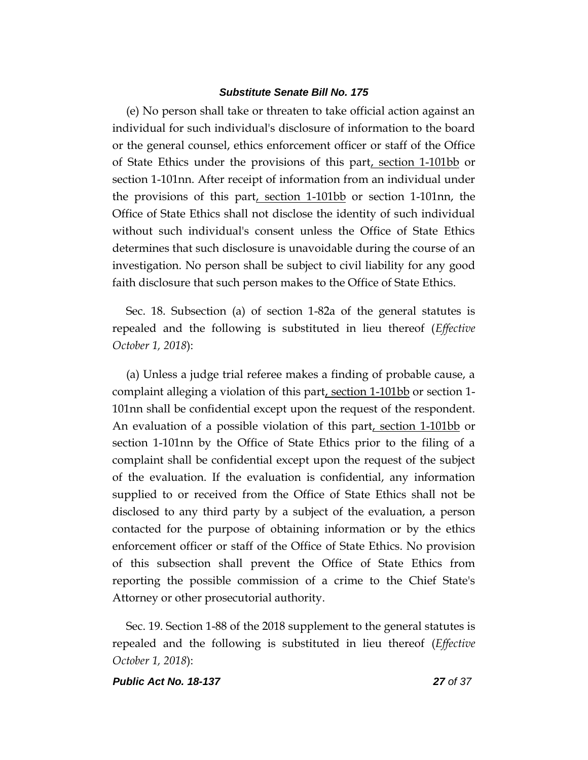(e) No person shall take or threaten to take official action against an individual for such individual's disclosure of information to the board or the general counsel, ethics enforcement officer or staff of the Office of State Ethics under the provisions of this part, section 1-101bb or section 1-101nn. After receipt of information from an individual under the provisions of this part, section 1-101bb or section 1-101nn, the Office of State Ethics shall not disclose the identity of such individual without such individual's consent unless the Office of State Ethics determines that such disclosure is unavoidable during the course of an investigation. No person shall be subject to civil liability for any good faith disclosure that such person makes to the Office of State Ethics.

Sec. 18. Subsection (a) of section 1-82a of the general statutes is repealed and the following is substituted in lieu thereof (*Effective October 1, 2018*):

(a) Unless a judge trial referee makes a finding of probable cause, a complaint alleging a violation of this part, section 1-101bb or section 1-101nn shall be confidential except upon the request of the respondent. An evaluation of a possible violation of this part, section 1-101bb or section 1-101nn by the Office of State Ethics prior to the filing of a complaint shall be confidential except upon the request of the subject of the evaluation. If the evaluation is confidential, any information supplied to or received from the Office of State Ethics shall not be disclosed to any third party by a subject of the evaluation, a person contacted for the purpose of obtaining information or by the ethics enforcement officer or staff of the Office of State Ethics. No provision of this subsection shall prevent the Office of State Ethics from reporting the possible commission of a crime to the Chief State's Attorney or other prosecutorial authority.

Sec. 19. Section 1-88 of the 2018 supplement to the general statutes is repealed and the following is substituted in lieu thereof (*Effective October 1, 2018*):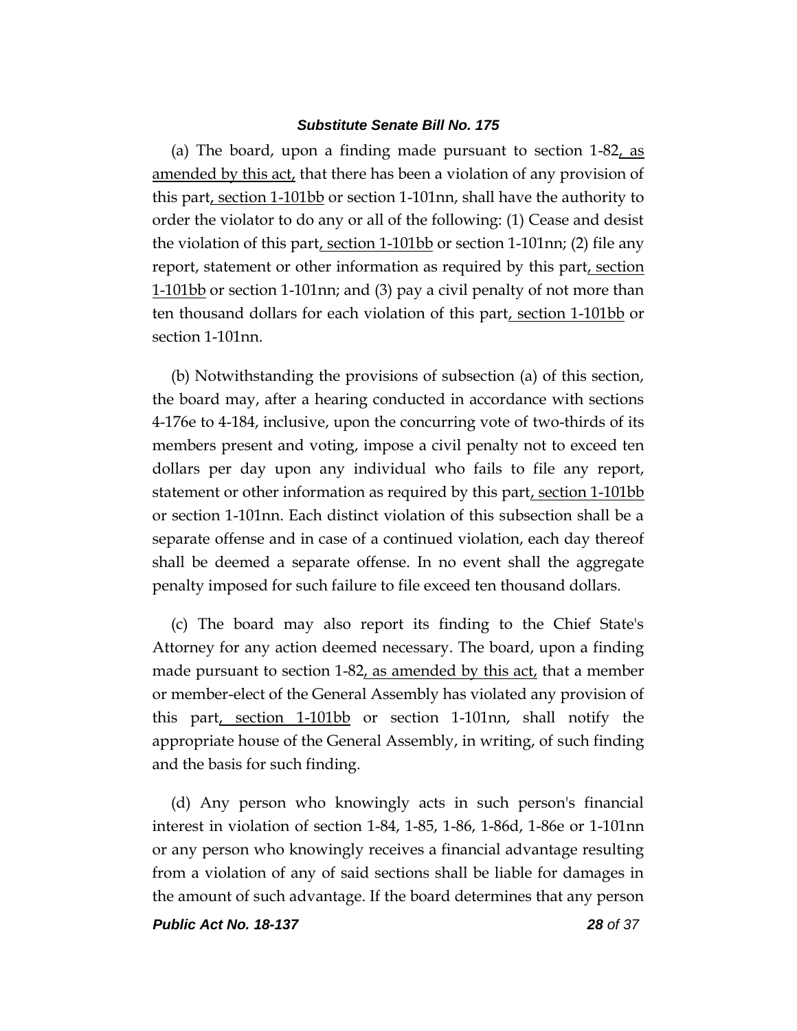(a) The board, upon a finding made pursuant to section 1-82, as amended by this act, that there has been a violation of any provision of this part, section 1-101bb or section 1-101nn, shall have the authority to order the violator to do any or all of the following: (1) Cease and desist the violation of this part, section 1-101bb or section 1-101nn; (2) file any report, statement or other information as required by this part, section 1-101bb or section 1-101nn; and (3) pay a civil penalty of not more than ten thousand dollars for each violation of this part, section 1-101bb or section 1-101nn.

(b) Notwithstanding the provisions of subsection (a) of this section, the board may, after a hearing conducted in accordance with sections 4-176e to 4-184, inclusive, upon the concurring vote of two-thirds of its members present and voting, impose a civil penalty not to exceed ten dollars per day upon any individual who fails to file any report, statement or other information as required by this part, section 1-101bb or section 1-101nn. Each distinct violation of this subsection shall be a separate offense and in case of a continued violation, each day thereof shall be deemed a separate offense. In no event shall the aggregate penalty imposed for such failure to file exceed ten thousand dollars.

(c) The board may also report its finding to the Chief State's Attorney for any action deemed necessary. The board, upon a finding made pursuant to section 1-82, as amended by this act, that a member or member-elect of the General Assembly has violated any provision of this part, section 1-101bb or section 1-101nn, shall notify the appropriate house of the General Assembly, in writing, of such finding and the basis for such finding.

(d) Any person who knowingly acts in such person's financial interest in violation of section 1-84, 1-85, 1-86, 1-86d, 1-86e or 1-101nn or any person who knowingly receives a financial advantage resulting from a violation of any of said sections shall be liable for damages in the amount of such advantage. If the board determines that any person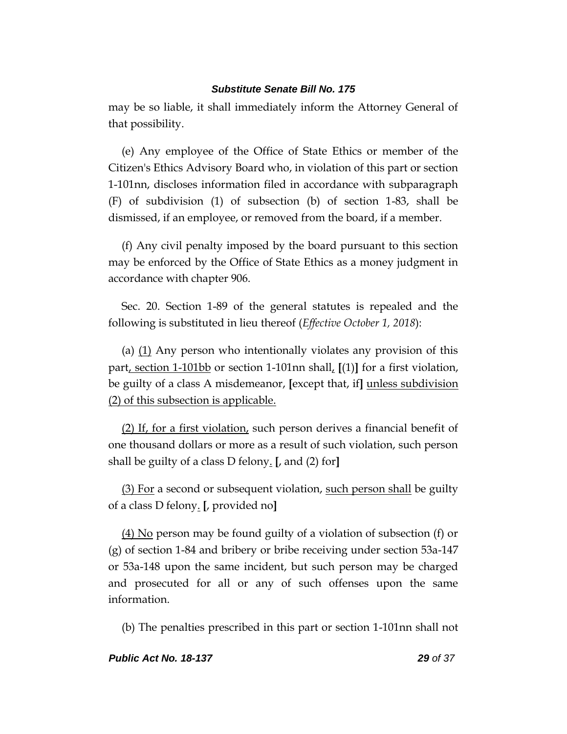may be so liable, it shall immediately inform the Attorney General of that possibility.

(e) Any employee of the Office of State Ethics or member of the Citizen's Ethics Advisory Board who, in violation of this part or section 1-101nn, discloses information filed in accordance with subparagraph (F) of subdivision (1) of subsection (b) of section 1-83, shall be dismissed, if an employee, or removed from the board, if a member.

(f) Any civil penalty imposed by the board pursuant to this section may be enforced by the Office of State Ethics as a money judgment in accordance with chapter 906.

Sec. 20. Section 1-89 of the general statutes is repealed and the following is substituted in lieu thereof (*Effective October 1, 2018*):

(a) <u>(1)</u> Any person who intentionally violates any provision of this part<u>, section 1-101bb</u> or section 1-101nn shall<u>,</u> **[**(1)**]** for a first violation, be guilty of a class A misdemeanor, **[**except that, if**]** <u>unless subdivision (2) of this subsection is applicable.</u>

<u>(2) If, for a first violation,</u> such person derives a financial benefit of one thousand dollars or more as a result of such violation, such person shall be guilty of a class D felony<u>.</u> **[**, and (2) for**]**

<u>(3) For</u> a second or subsequent violation, <u>such person shall</u> be guilty of a class D felony<u>.</u> **[**, provided no**]**

<u>(4) No</u> person may be found guilty of a violation of subsection (f) or (g) of section 1-84 and bribery or bribe receiving under section 53a-147 or 53a-148 upon the same incident, but such person may be charged and prosecuted for all or any of such offenses upon the same information.

(b) The penalties prescribed in this part or section 1-101nn shall not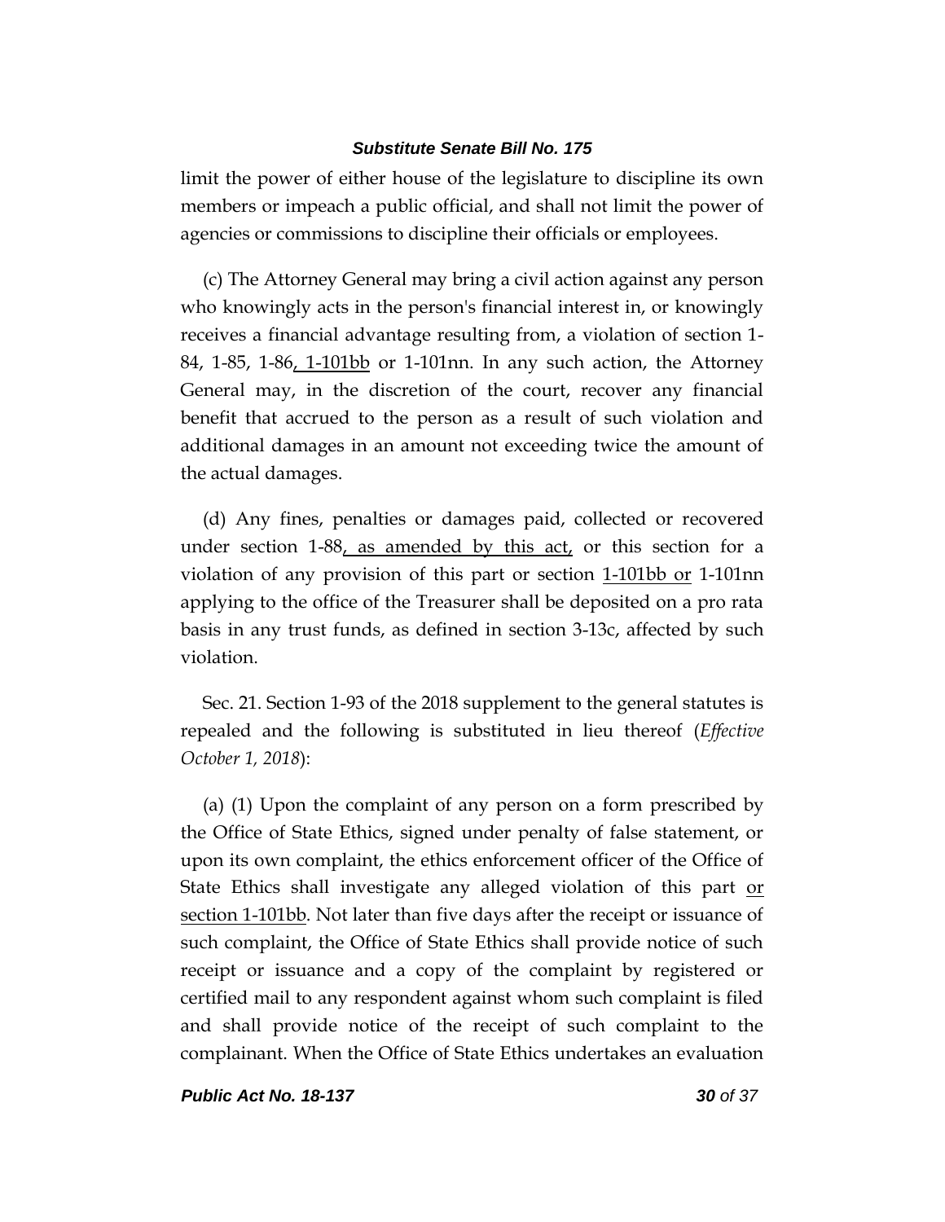limit the power of either house of the legislature to discipline its own members or impeach a public official, and shall not limit the power of agencies or commissions to discipline their officials or employees.

(c) The Attorney General may bring a civil action against any person who knowingly acts in the person's financial interest in, or knowingly receives a financial advantage resulting from, a violation of section 1-84, 1-85, 1-86, 1-101bb or 1-101nn. In any such action, the Attorney General may, in the discretion of the court, recover any financial benefit that accrued to the person as a result of such violation and additional damages in an amount not exceeding twice the amount of the actual damages.

(d) Any fines, penalties or damages paid, collected or recovered under section 1-88, as amended by this act, or this section for a violation of any provision of this part or section 1-101bb or 1-101nn applying to the office of the Treasurer shall be deposited on a pro rata basis in any trust funds, as defined in section 3-13c, affected by such violation.

Sec. 21. Section 1-93 of the 2018 supplement to the general statutes is repealed and the following is substituted in lieu thereof (*Effective October 1, 2018*):

(a) (1) Upon the complaint of any person on a form prescribed by the Office of State Ethics, signed under penalty of false statement, or upon its own complaint, the ethics enforcement officer of the Office of State Ethics shall investigate any alleged violation of this part or section 1-101bb. Not later than five days after the receipt or issuance of such complaint, the Office of State Ethics shall provide notice of such receipt or issuance and a copy of the complaint by registered or certified mail to any respondent against whom such complaint is filed and shall provide notice of the receipt of such complaint to the complainant. When the Office of State Ethics undertakes an evaluation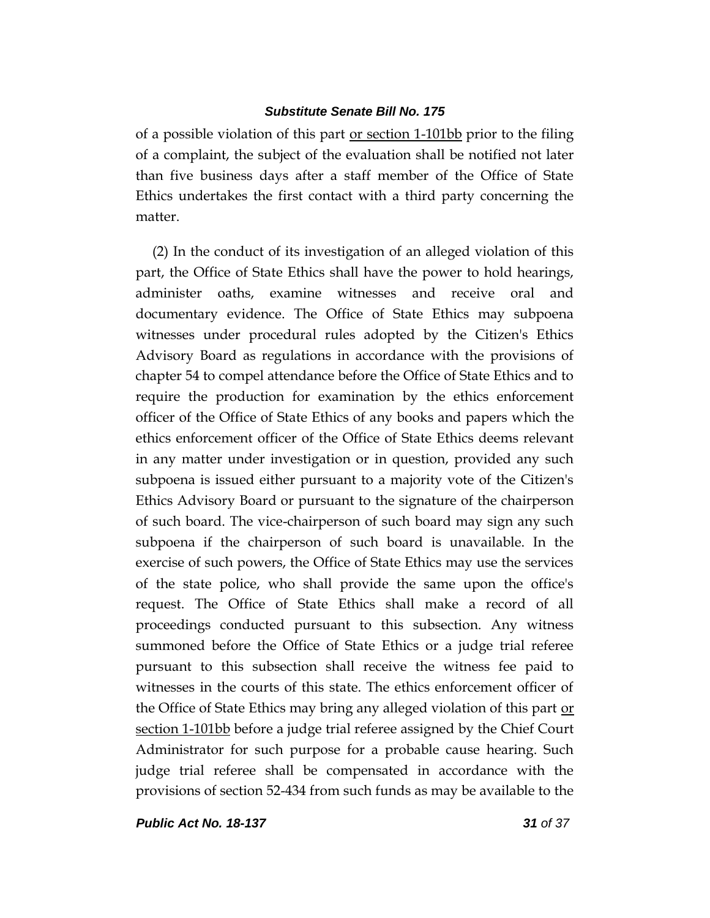of a possible violation of this part <u>or section 1-101bb</u> prior to the filing of a complaint, the subject of the evaluation shall be notified not later than five business days after a staff member of the Office of State Ethics undertakes the first contact with a third party concerning the matter.

(2) In the conduct of its investigation of an alleged violation of this part, the Office of State Ethics shall have the power to hold hearings, administer oaths, examine witnesses and receive oral and documentary evidence. The Office of State Ethics may subpoena witnesses under procedural rules adopted by the Citizen's Ethics Advisory Board as regulations in accordance with the provisions of chapter 54 to compel attendance before the Office of State Ethics and to require the production for examination by the ethics enforcement officer of the Office of State Ethics of any books and papers which the ethics enforcement officer of the Office of State Ethics deems relevant in any matter under investigation or in question, provided any such subpoena is issued either pursuant to a majority vote of the Citizen's Ethics Advisory Board or pursuant to the signature of the chairperson of such board. The vice-chairperson of such board may sign any such subpoena if the chairperson of such board is unavailable. In the exercise of such powers, the Office of State Ethics may use the services of the state police, who shall provide the same upon the office's request. The Office of State Ethics shall make a record of all proceedings conducted pursuant to this subsection. Any witness summoned before the Office of State Ethics or a judge trial referee pursuant to this subsection shall receive the witness fee paid to witnesses in the courts of this state. The ethics enforcement officer of the Office of State Ethics may bring any alleged violation of this part <u>or section 1-101bb</u> before a judge trial referee assigned by the Chief Court Administrator for such purpose for a probable cause hearing. Such judge trial referee shall be compensated in accordance with the provisions of section 52-434 from such funds as may be available to the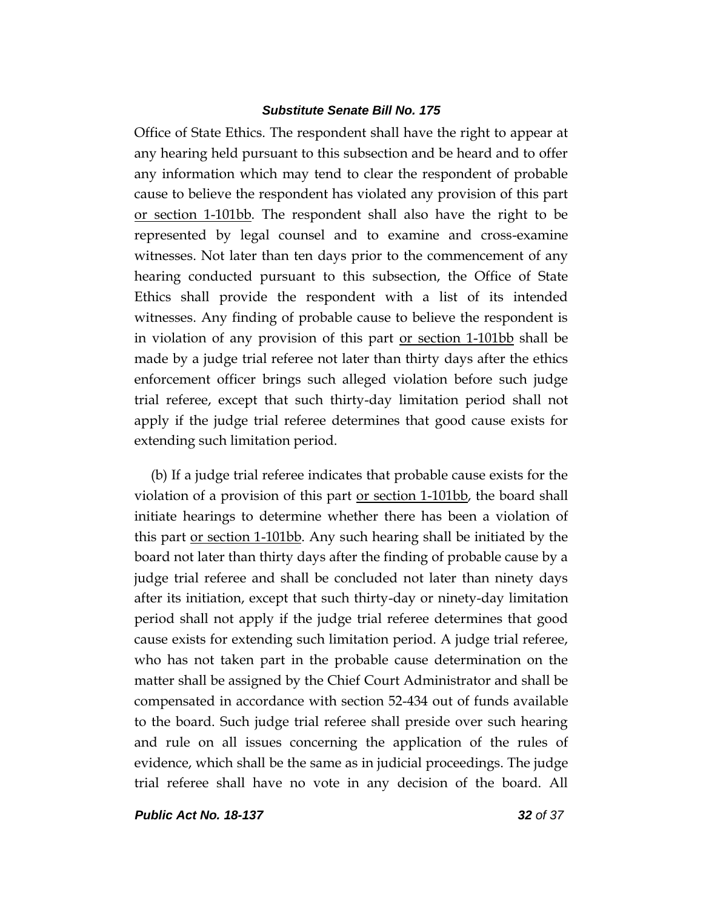Office of State Ethics. The respondent shall have the right to appear at any hearing held pursuant to this subsection and be heard and to offer any information which may tend to clear the respondent of probable cause to believe the respondent has violated any provision of this part <u>or section 1-101bb</u>. The respondent shall also have the right to be represented by legal counsel and to examine and cross-examine witnesses. Not later than ten days prior to the commencement of any hearing conducted pursuant to this subsection, the Office of State Ethics shall provide the respondent with a list of its intended witnesses. Any finding of probable cause to believe the respondent is in violation of any provision of this part <u>or section 1-101bb</u> shall be made by a judge trial referee not later than thirty days after the ethics enforcement officer brings such alleged violation before such judge trial referee, except that such thirty-day limitation period shall not apply if the judge trial referee determines that good cause exists for extending such limitation period.

(b) If a judge trial referee indicates that probable cause exists for the violation of a provision of this part <u>or section 1-101bb</u>, the board shall initiate hearings to determine whether there has been a violation of this part <u>or section 1-101bb</u>. Any such hearing shall be initiated by the board not later than thirty days after the finding of probable cause by a judge trial referee and shall be concluded not later than ninety days after its initiation, except that such thirty-day or ninety-day limitation period shall not apply if the judge trial referee determines that good cause exists for extending such limitation period. A judge trial referee, who has not taken part in the probable cause determination on the matter shall be assigned by the Chief Court Administrator and shall be compensated in accordance with section 52-434 out of funds available to the board. Such judge trial referee shall preside over such hearing and rule on all issues concerning the application of the rules of evidence, which shall be the same as in judicial proceedings. The judge trial referee shall have no vote in any decision of the board. All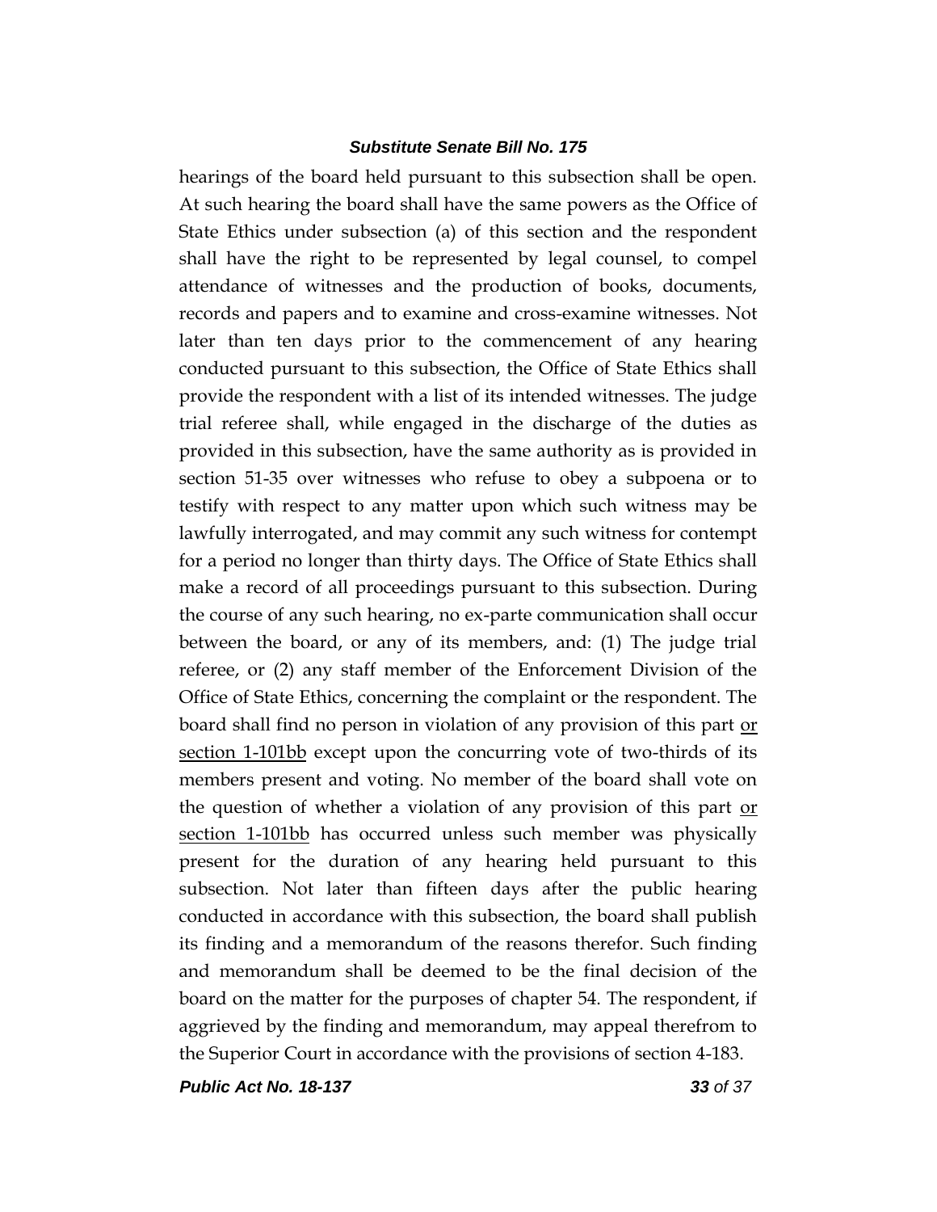hearings of the board held pursuant to this subsection shall be open. At such hearing the board shall have the same powers as the Office of State Ethics under subsection (a) of this section and the respondent shall have the right to be represented by legal counsel, to compel attendance of witnesses and the production of books, documents, records and papers and to examine and cross-examine witnesses. Not later than ten days prior to the commencement of any hearing conducted pursuant to this subsection, the Office of State Ethics shall provide the respondent with a list of its intended witnesses. The judge trial referee shall, while engaged in the discharge of the duties as provided in this subsection, have the same authority as is provided in section 51-35 over witnesses who refuse to obey a subpoena or to testify with respect to any matter upon which such witness may be lawfully interrogated, and may commit any such witness for contempt for a period no longer than thirty days. The Office of State Ethics shall make a record of all proceedings pursuant to this subsection. During the course of any such hearing, no ex-parte communication shall occur between the board, or any of its members, and: (1) The judge trial referee, or (2) any staff member of the Enforcement Division of the Office of State Ethics, concerning the complaint or the respondent. The board shall find no person in violation of any provision of this part <u>or section 1-101bb</u> except upon the concurring vote of two-thirds of its members present and voting. No member of the board shall vote on the question of whether a violation of any provision of this part <u>or section 1-101bb</u> has occurred unless such member was physically present for the duration of any hearing held pursuant to this subsection. Not later than fifteen days after the public hearing conducted in accordance with this subsection, the board shall publish its finding and a memorandum of the reasons therefor. Such finding and memorandum shall be deemed to be the final decision of the board on the matter for the purposes of chapter 54. The respondent, if aggrieved by the finding and memorandum, may appeal therefrom to the Superior Court in accordance with the provisions of section 4-183.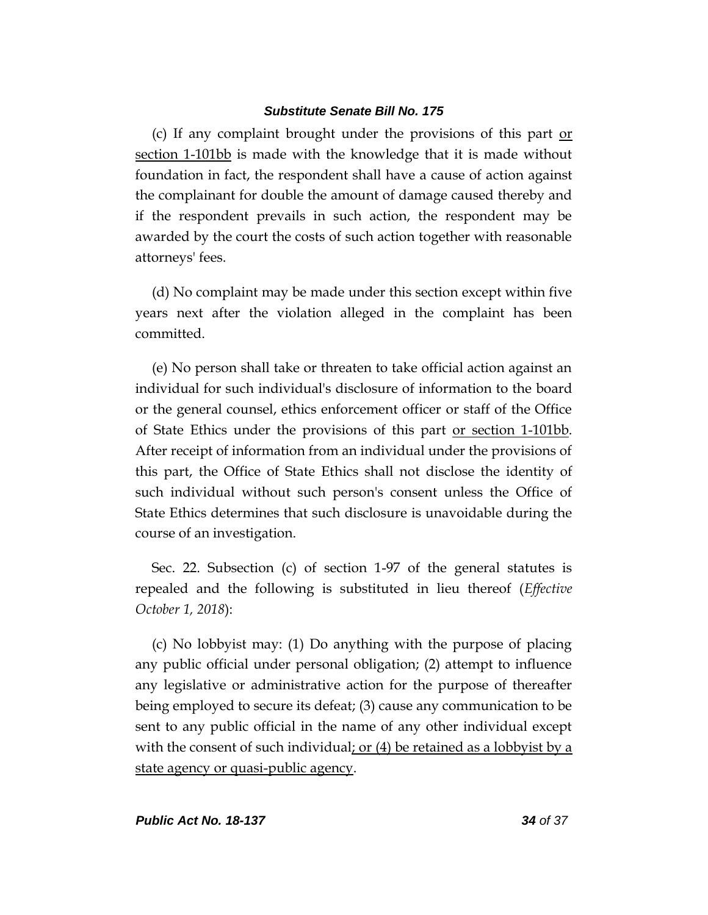(c) If any complaint brought under the provisions of this part <u>or section 1-101bb</u> is made with the knowledge that it is made without foundation in fact, the respondent shall have a cause of action against the complainant for double the amount of damage caused thereby and if the respondent prevails in such action, the respondent may be awarded by the court the costs of such action together with reasonable attorneys' fees.

(d) No complaint may be made under this section except within five years next after the violation alleged in the complaint has been committed.

(e) No person shall take or threaten to take official action against an individual for such individual's disclosure of information to the board or the general counsel, ethics enforcement officer or staff of the Office of State Ethics under the provisions of this part <u>or section 1-101bb</u>. After receipt of information from an individual under the provisions of this part, the Office of State Ethics shall not disclose the identity of such individual without such person's consent unless the Office of State Ethics determines that such disclosure is unavoidable during the course of an investigation.

Sec. 22. Subsection (c) of section 1-97 of the general statutes is repealed and the following is substituted in lieu thereof (*Effective October 1, 2018*):

(c) No lobbyist may: (1) Do anything with the purpose of placing any public official under personal obligation; (2) attempt to influence any legislative or administrative action for the purpose of thereafter being employed to secure its defeat; (3) cause any communication to be sent to any public official in the name of any other individual except with the consent of such individual<u>; or (4) be retained as a lobbyist by a state agency or quasi-public agency</u>.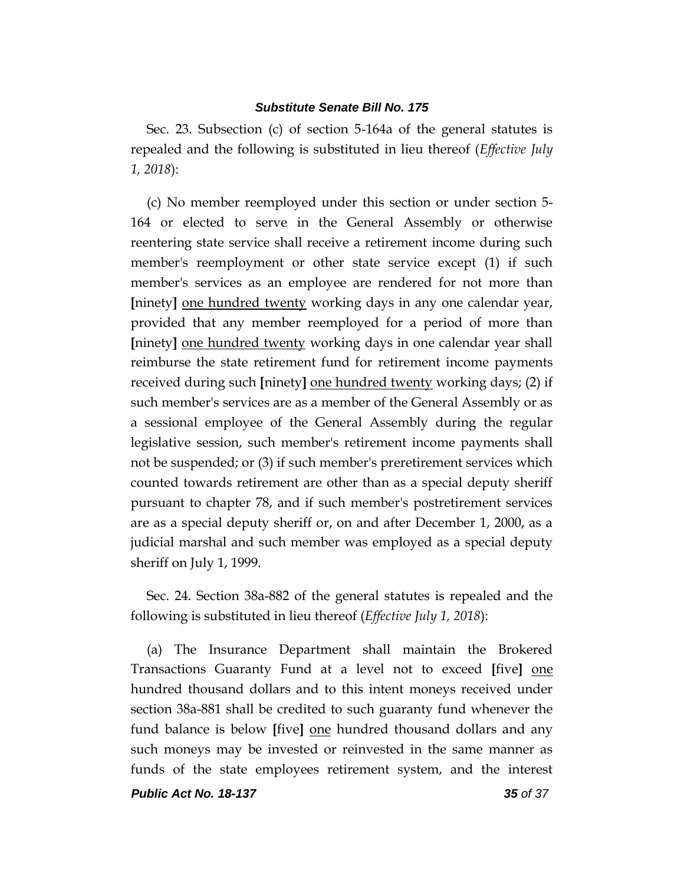Sec. 23. Subsection (c) of section 5-164a of the general statutes is repealed and the following is substituted in lieu thereof (*Effective July 1, 2018*):

(c) No member reemployed under this section or under section 5-164 or elected to serve in the General Assembly or otherwise reentering state service shall receive a retirement income during such member's reemployment or other state service except (1) if such member's services as an employee are rendered for not more than **[**ninety**]** <u>one hundred twenty</u> working days in any one calendar year, provided that any member reemployed for a period of more than **[**ninety**]** <u>one hundred twenty</u> working days in one calendar year shall reimburse the state retirement fund for retirement income payments received during such **[**ninety**]** <u>one hundred twenty</u> working days; (2) if such member's services are as a member of the General Assembly or as a sessional employee of the General Assembly during the regular legislative session, such member's retirement income payments shall not be suspended; or (3) if such member's preretirement services which counted towards retirement are other than as a special deputy sheriff pursuant to chapter 78, and if such member's postretirement services are as a special deputy sheriff or, on and after December 1, 2000, as a judicial marshal and such member was employed as a special deputy sheriff on July 1, 1999.

Sec. 24. Section 38a-882 of the general statutes is repealed and the following is substituted in lieu thereof (*Effective July 1, 2018*):

(a) The Insurance Department shall maintain the Brokered Transactions Guaranty Fund at a level not to exceed **[**five**]** <u>one</u> hundred thousand dollars and to this intent moneys received under section 38a-881 shall be credited to such guaranty fund whenever the fund balance is below **[**five**]** <u>one</u> hundred thousand dollars and any such moneys may be invested or reinvested in the same manner as funds of the state employees retirement system, and the interest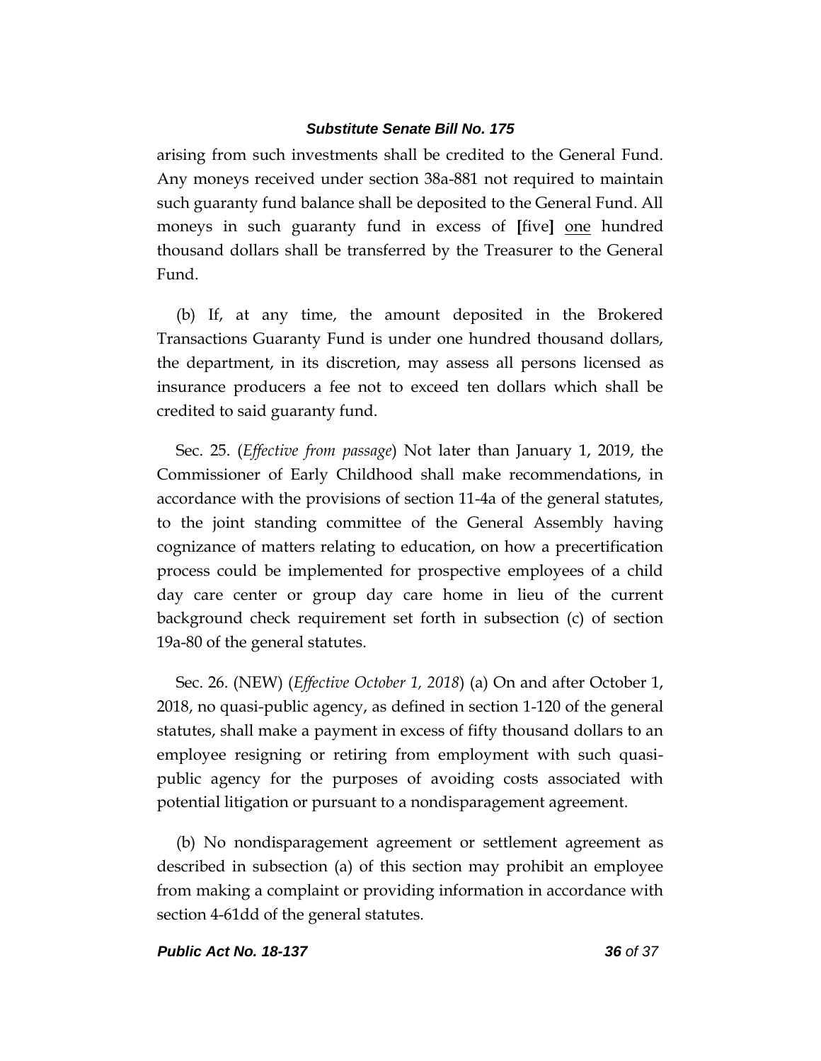arising from such investments shall be credited to the General Fund. Any moneys received under section 38a-881 not required to maintain such guaranty fund balance shall be deposited to the General Fund. All moneys in such guaranty fund in excess of **[**five**]** <u>one</u> hundred thousand dollars shall be transferred by the Treasurer to the General Fund.

(b) If, at any time, the amount deposited in the Brokered Transactions Guaranty Fund is under one hundred thousand dollars, the department, in its discretion, may assess all persons licensed as insurance producers a fee not to exceed ten dollars which shall be credited to said guaranty fund.

Sec. 25. (*Effective from passage*) Not later than January 1, 2019, the Commissioner of Early Childhood shall make recommendations, in accordance with the provisions of section 11-4a of the general statutes, to the joint standing committee of the General Assembly having cognizance of matters relating to education, on how a precertification process could be implemented for prospective employees of a child day care center or group day care home in lieu of the current background check requirement set forth in subsection (c) of section 19a-80 of the general statutes.

Sec. 26. (NEW) (*Effective October 1, 2018*) (a) On and after October 1, 2018, no quasi-public agency, as defined in section 1-120 of the general statutes, shall make a payment in excess of fifty thousand dollars to an employee resigning or retiring from employment with such quasi-public agency for the purposes of avoiding costs associated with potential litigation or pursuant to a nondisparagement agreement.

(b) No nondisparagement agreement or settlement agreement as described in subsection (a) of this section may prohibit an employee from making a complaint or providing information in accordance with section 4-61dd of the general statutes.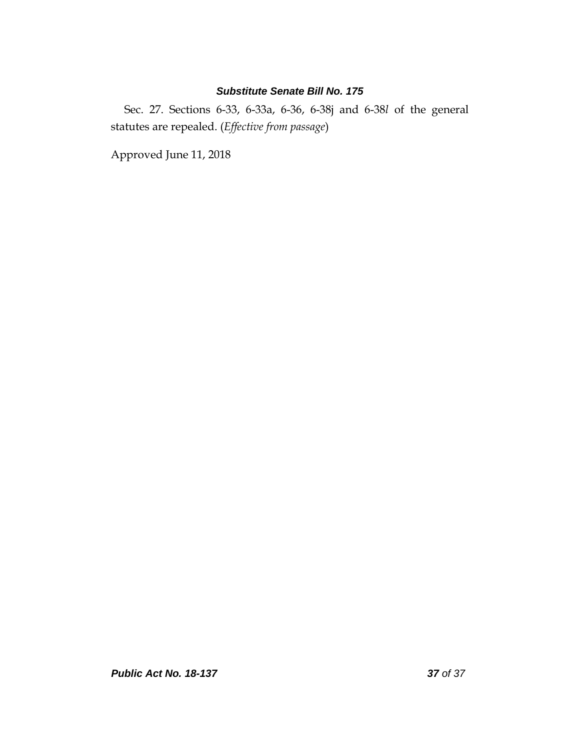Sec. 27. Sections 6-33, 6-33a, 6-36, 6-38j and 6-38*l* of the general statutes are repealed. (*Effective from passage*)

Approved June 11, 2018